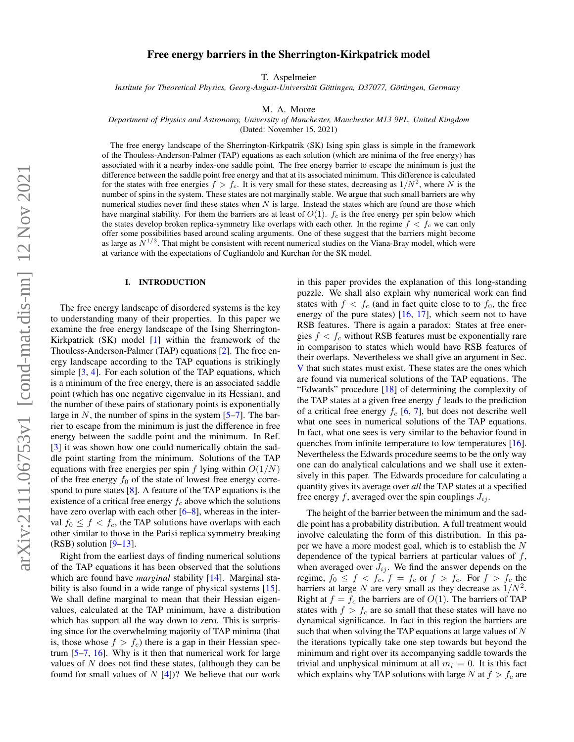# Free energy barriers in the Sherrington-Kirkpatrick model

T. Aspelmeier

*Institute for Theoretical Physics, Georg-August-Universität Göttingen, D37077, Göttingen, Germany*

M. A. Moore

*Department of Physics and Astronomy, University of Manchester, Manchester M13 9PL, United Kingdom*

(Dated: November 15, 2021)

The free energy landscape of the Sherrington-Kirkpatrik (SK) Ising spin glass is simple in the framework of the Thouless-Anderson-Palmer (TAP) equations as each solution (which are minima of the free energy) has associated with it a nearby index-one saddle point. The free energy barrier to escape the minimum is just the difference between the saddle point free energy and that at its associated minimum. This difference is calculated for the states with free energies $f > f_c$. It is very small for these states, decreasing as $1/N^2$, where $N$ is the number of spins in the system. These states are not marginally stable. We argue that such small barriers are why numerical studies never find these states when $N$ is large. Instead the states which are found are those which have marginal stability. For them the barriers are at least of $O(1)$. $f_c$ is the free energy per spin below which the states develop broken replica-symmetry like overlaps with each other. In the regime $f < f_c$ we can only offer some possibilities based around scaling arguments. One of these suggest that the barriers might become as large as $N^{1/3}$. That might be consistent with recent numerical studies on the Viana-Bray model, which were at variance with the expectations of Cugliandolo and Kurchan for the SK model.

## I. INTRODUCTION

The free energy landscape of disordered systems is the key to understanding many of their properties. In this paper we examine the free energy landscape of the Ising Sherrington-Kirkpatrick (SK) model [1] within the framework of the Thouless-Anderson-Palmer (TAP) equations [2]. The free energy landscape according to the TAP equations is strikingly simple [3, 4]. For each solution of the TAP equations, which is a minimum of the free energy, there is an associated saddle point (which has one negative eigenvalue in its Hessian), and the number of these pairs of stationary points is exponentially large in $N$, the number of spins in the system [5–7]. The barrier to escape from the minimum is just the difference in free energy between the saddle point and the minimum. In Ref. [3] it was shown how one could numerically obtain the saddle point starting from the minimum. Solutions of the TAP equations with free energies per spin $f$ lying within $O(1/N)$ of the free energy $f_0$ of the state of lowest free energy correspond to pure states [8]. A feature of the TAP equations is the existence of a critical free energy $f_c$ above which the solutions have zero overlap with each other [6–8], whereas in the interval $f_0 \leq f < f_c$, the TAP solutions have overlaps with each other similar to those in the Parisi replica symmetry breaking (RSB) solution [9–13].

Right from the earliest days of finding numerical solutions of the TAP equations it has been observed that the solutions which are found have *marginal* stability [14]. Marginal stability is also found in a wide range of physical systems [15]. We shall define marginal to mean that their Hessian eigenvalues, calculated at the TAP minimum, have a distribution which has support all the way down to zero. This is surprising since for the overwhelming majority of TAP minima (that is, those whose $f > f_c$) there is a gap in their Hessian spectrum [5–7, 16]. Why is it then that numerical work for large values of $N$ does not find these states, (although they can be found for small values of $N$ [4])? We believe that our work in this paper provides the explanation of this long-standing puzzle. We shall also explain why numerical studies can find states with $f < f_c$ (and in fact quite close to to $f_0$, the free energy of the pure states) [16, 17], which seem not to have RSB features. There is again a paradox: States at free energies $f < f_c$ without RSB features must be exponentially rare in comparison to states which would have RSB features of their overlaps. Nevertheless we shall give an argument in Sec. V that such states must exist. These states are the ones which are found via numerical solutions of the TAP equations. The "Edwards" procedure [18] of determining the complexity of the TAP states at a given free energy $f$ leads to the prediction of a critical free energy $f_c$ [6, 7], but does not describe well what one sees in numerical solutions of the TAP equations. In fact, what one sees is very similar to the behavior found in quenches from infinite temperature to low temperatures [16]. Nevertheless the Edwards procedure seems to be the only way one can do analytical calculations and we shall use it extensively in this paper. The Edwards procedure for calculating a quantity gives its average over *all* the TAP states at a specified free energy $f$, averaged over the spin couplings $J_{ij}$.

The height of the barrier between the minimum and the saddle point has a probability distribution. A full treatment would involve calculating the form of this distribution. In this paper we have a more modest goal, which is to establish the $N$ dependence of the typical barriers at particular values of $f$, when averaged over $J_{ij}$. We find the answer depends on the regime, $f_0 \leq f < f_c$, $f = f_c$ or $f > f_c$. For $f > f_c$ the barriers at large $N$ are very small as they decrease as $1/N^2$. Right at $f = f_c$ the barriers are of $O(1)$. The barriers of TAP states with $f > f_c$ are so small that these states will have no dynamical significance. In fact in this region the barriers are such that when solving the TAP equations at large values of $N$ the iterations typically take one step towards but beyond the minimum and right over its accompanying saddle towards the trivial and unphysical minimum at all $m_i = 0$. It is this fact which explains why TAP solutions with large $N$ at $f > f_c$ are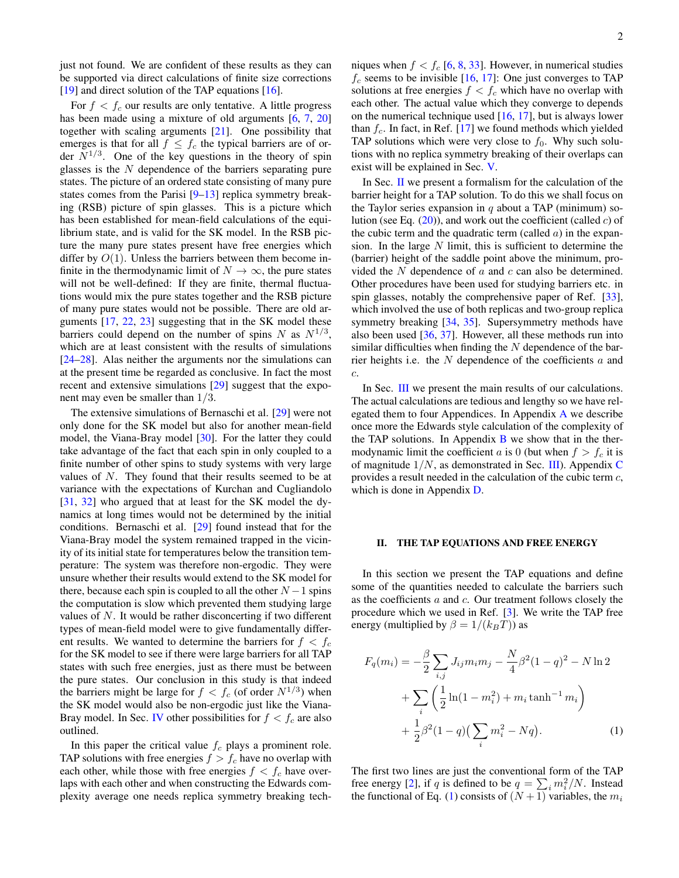just not found. We are confident of these results as they can be supported via direct calculations of finite size corrections [19] and direct solution of the TAP equations [16].

For $f < f_c$ our results are only tentative. A little progress has been made using a mixture of old arguments [6, 7, 20] together with scaling arguments [21]. One possibility that emerges is that for all $f \leq f_c$ the typical barriers are of order $N^{1/3}$. One of the key questions in the theory of spin glasses is the $N$ dependence of the barriers separating pure states. The picture of an ordered state consisting of many pure states comes from the Parisi [9–13] replica symmetry breaking (RSB) picture of spin glasses. This is a picture which has been established for mean-field calculations of the equilibrium state, and is valid for the SK model. In the RSB picture the many pure states present have free energies which differ by $O(1)$. Unless the barriers between them become infinite in the thermodynamic limit of $N \to \infty$, the pure states will not be well-defined: If they are finite, thermal fluctuations would mix the pure states together and the RSB picture of many pure states would not be possible. There are old arguments [17, 22, 23] suggesting that in the SK model these barriers could depend on the number of spins $N$ as $N^{1/3}$, which are at least consistent with the results of simulations [24–28]. Alas neither the arguments nor the simulations can at the present time be regarded as conclusive. In fact the most recent and extensive simulations [29] suggest that the exponent may even be smaller than $1/3$.

The extensive simulations of Bernaschi et al. [29] were not only done for the SK model but also for another mean-field model, the Viana-Bray model [30]. For the latter they could take advantage of the fact that each spin in only coupled to a finite number of other spins to study systems with very large values of $N$. They found that their results seemed to be at variance with the expectations of Kurchan and Cugliandolo [31, 32] who argued that at least for the SK model the dynamics at long times would not be determined by the initial conditions. Bernaschi et al. [29] found instead that for the Viana-Bray model the system remained trapped in the vicinity of its initial state for temperatures below the transition temperature: The system was therefore non-ergodic. They were unsure whether their results would extend to the SK model for there, because each spin is coupled to all the other $N-1$ spins the computation is slow which prevented them studying large values of $N$. It would be rather disconcerting if two different types of mean-field model were to give fundamentally different results. We wanted to determine the barriers for $f < f_c$ for the SK model to see if there were large barriers for all TAP states with such free energies, just as there must be between the pure states. Our conclusion in this study is that indeed the barriers might be large for $f < f_c$ (of order $N^{1/3}$) when the SK model would also be non-ergodic just like the Viana-Bray model. In Sec. IV other possibilities for $f < f_c$ are also outlined.

In this paper the critical value $f_c$ plays a prominent role. TAP solutions with free energies $f > f_c$ have no overlap with each other, while those with free energies $f < f_c$ have overlaps with each other and when constructing the Edwards complexity average one needs replica symmetry breaking techniques when $f < f_c$ [6, 8, 33]. However, in numerical studies $f_c$ seems to be invisible [16, 17]: One just converges to TAP solutions at free energies $f < f_c$ which have no overlap with each other. The actual value which they converge to depends on the numerical technique used [16, 17], but is always lower than $f_c$. In fact, in Ref. [17] we found methods which yielded TAP solutions which were very close to $f_0$. Why such solutions with no replica symmetry breaking of their overlaps can exist will be explained in Sec. V.

In Sec. II we present a formalism for the calculation of the barrier height for a TAP solution. To do this we shall focus on the Taylor series expansion in $q$ about a TAP (minimum) solution (see Eq. (20)), and work out the coefficient (called $c$) of the cubic term and the quadratic term (called $a$) in the expansion. In the large $N$ limit, this is sufficient to determine the (barrier) height of the saddle point above the minimum, provided the $N$ dependence of $a$ and $c$ can also be determined. Other procedures have been used for studying barriers etc. in spin glasses, notably the comprehensive paper of Ref. [33], which involved the use of both replicas and two-group replica symmetry breaking [34, 35]. Supersymmetry methods have also been used [36, 37]. However, all these methods run into similar difficulties when finding the $N$ dependence of the barrier heights i.e. the $N$ dependence of the coefficients $a$ and $c$.

In Sec. III we present the main results of our calculations. The actual calculations are tedious and lengthy so we have relegated them to four Appendices. In Appendix A we describe once more the Edwards style calculation of the complexity of the TAP solutions. In Appendix B we show that in the thermodynamic limit the coefficient $a$ is 0 (but when $f > f_c$ it is of magnitude $1/N$, as demonstrated in Sec. III). Appendix C provides a result needed in the calculation of the cubic term $c$, which is done in Appendix D.

## II. THE TAP EQUATIONS AND FREE ENERGY

In this section we present the TAP equations and define some of the quantities needed to calculate the barriers such as the coefficients $a$ and $c$. Our treatment follows closely the procedure which we used in Ref. [3]. We write the TAP free energy (multiplied by $\beta = 1/(k_B T)$) as

$$
\begin{aligned}
F_q(m_i) = &-\frac{\beta}{2}\sum_{i,j} J_{ij} m_i m_j - \frac{N}{4}\beta^2(1-q)^2 - N\ln 2 \\
&+ \sum_i \left(\frac{1}{2}\ln(1-m_i^2) + m_i \tanh^{-1} m_i\right) \\
&+ \frac{1}{2}\beta^2(1-q)\Big(\sum_i m_i^2 - Nq\Big).
\end{aligned} \tag{1}
$$

The first two lines are just the conventional form of the TAP free energy [2], if $q$ is defined to be $q = \sum_i m_i^2/N$. Instead the functional of Eq. (1) consists of $(N+1)$ variables, the $m_i$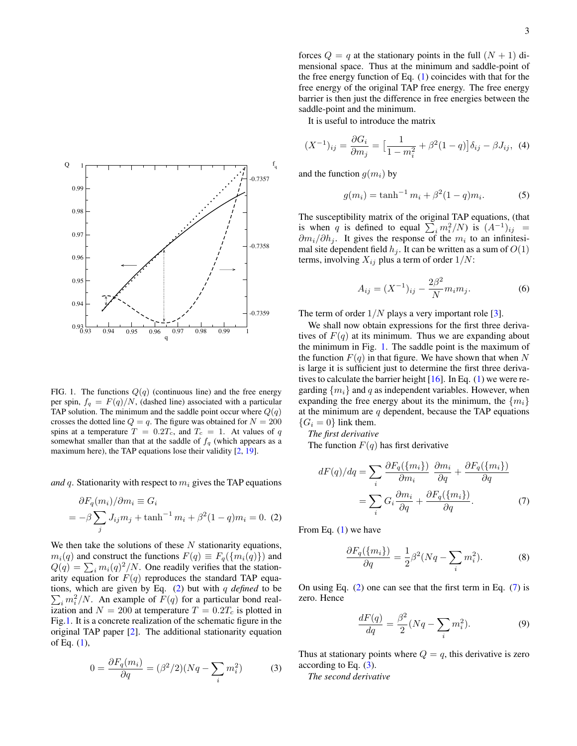FIG. 1. The functions $Q(q)$ (continuous line) and the free energy per spin, $f_q = F(q)/N$, (dashed line) associated with a particular TAP solution. The minimum and the saddle point occur where $Q(q)$ crosses the dotted line $Q = q$. The figure was obtained for $N = 200$ spins at a temperature $T = 0.2T_c$, and $T_c = 1$. At values of $q$ somewhat smaller than that at the saddle of $f_q$ (which appears as a maximum here), the TAP equations lose their validity [2, 19].

*and* $q$. Stationarity with respect to $m_i$ gives the TAP equations

$$\partial F_q(m_i)/\partial m_i \equiv G_i$$
$$= -\beta \sum_j J_{ij} m_j + \tanh^{-1} m_i + \beta^2(1-q)m_i = 0. \quad (2)$$

We then take the solutions of these $N$ stationarity equations, $m_i(q)$ and construct the functions $F(q) \equiv F_q(\{m_i(q)\})$ and $Q(q) = \sum_i m_i(q)^2/N$. One readily verifies that the stationarity equation for $F(q)$ reproduces the standard TAP equations, which are given by Eq. (2) but with $q$ *defined* to be $\sum_i m_i^2/N$. An example of $F(q)$ for a particular bond realization and $N = 200$ at temperature $T = 0.2T_c$ is plotted in Fig.1. It is a concrete realization of the schematic figure in the original TAP paper [2]. The additional stationarity equation of Eq. (1),

$$0 = \frac{\partial F_q(m_i)}{\partial q} = (\beta^2/2)(Nq - \sum_i m_i^2) \quad (3)$$

forces $Q = q$ at the stationary points in the full $(N+1)$ dimensional space. Thus at the minimum and saddle-point of the free energy function of Eq. (1) coincides with that for the free energy of the original TAP free energy. The free energy barrier is then just the difference in free energies between the saddle-point and the minimum.

It is useful to introduce the matrix

$$(X^{-1})_{ij} = \frac{\partial G_i}{\partial m_j} = \big[\frac{1}{1-m_i^2} + \beta^2(1-q)\big]\delta_{ij} - \beta J_{ij}, \quad (4)$$

and the function $g(m_i)$ by

$$g(m_i) = \tanh^{-1} m_i + \beta^2(1-q)m_i. \quad (5)$$

The susceptibility matrix of the original TAP equations, (that is when $q$ is defined to equal $\sum_i m_i^2/N$) is $(A^{-1})_{ij} = \partial m_i/\partial h_j$. It gives the response of the $m_i$ to an infinitesimal site dependent field $h_j$. It can be written as a sum of $O(1)$ terms, involving $X_{ij}$ plus a term of order $1/N$:

$$A_{ij} = (X^{-1})_{ij} - \frac{2\beta^2}{N} m_i m_j. \quad (6)$$

The term of order $1/N$ plays a very important role [3].

We shall now obtain expressions for the first three derivatives of $F(q)$ at its minimum. Thus we are expanding about the minimum in Fig. 1. The saddle point is the maximum of the function $F(q)$ in that figure. We have shown that when $N$ is large it is sufficient just to determine the first three derivatives to calculate the barrier height [16]. In Eq. (1) we were regarding $\{m_i\}$ and $q$ as independent variables. However, when expanding the free energy about its the minimum, the $\{m_i\}$ at the minimum are $q$ dependent, because the TAP equations $\{G_i = 0\}$ link them.

*The first derivative*

The function $F(q)$ has first derivative

$$dF(q)/dq = \sum_i \frac{\partial F_q(\{m_i\})}{\partial m_i} \frac{\partial m_i}{\partial q} + \frac{\partial F_q(\{m_i\})}{\partial q}$$
$$= \sum_i G_i \frac{\partial m_i}{\partial q} + \frac{\partial F_q(\{m_i\})}{\partial q}. \quad (7)$$

From Eq. (1) we have

$$\frac{\partial F_q(\{m_i\})}{\partial q} = \frac{1}{2}\beta^2(Nq - \sum_i m_i^2). \quad (8)$$

On using Eq. (2) one can see that the first term in Eq. (7) is zero. Hence

$$\frac{dF(q)}{dq} = \frac{\beta^2}{2}(Nq - \sum_i m_i^2). \quad (9)$$

Thus at stationary points where $Q = q$, this derivative is zero according to Eq. (3).

*The second derivative*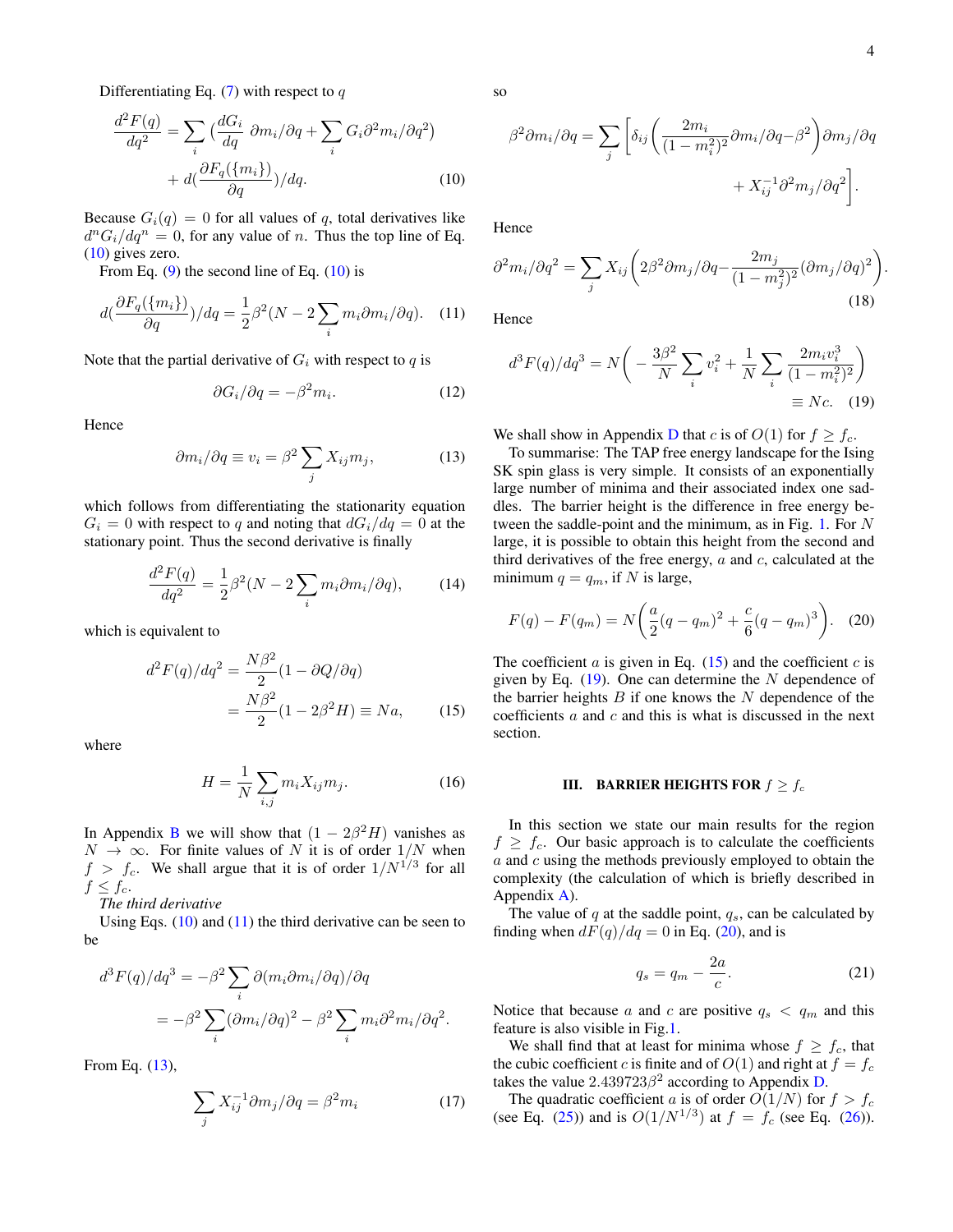Differentiating Eq. (7) with respect to $q$

$$\frac{d^2F(q)}{dq^2} = \sum_i \Big(\frac{dG_i}{dq}\,\partial m_i/\partial q + \sum_i G_i \partial^2 m_i/\partial q^2\Big) + d\Big(\frac{\partial F_q(\{m_i\})}{\partial q}\Big)/dq. \tag{10}$$

Because $G_i(q) = 0$ for all values of $q$, total derivatives like $d^n G_i/dq^n = 0$, for any value of $n$. Thus the top line of Eq. (10) gives zero.

From Eq. (9) the second line of Eq. (10) is

$$d\Big(\frac{\partial F_q(\{m_i\})}{\partial q}\Big)/dq = \frac{1}{2}\beta^2\Big(N - 2\sum_i m_i \partial m_i/\partial q\Big). \tag{11}$$

Note that the partial derivative of $G_i$ with respect to $q$ is

$$\partial G_i/\partial q = -\beta^2 m_i. \tag{12}$$

Hence

$$\partial m_i/\partial q \equiv v_i = \beta^2 \sum_j X_{ij} m_j, \tag{13}$$

which follows from differentiating the stationarity equation $G_i = 0$ with respect to $q$ and noting that $dG_i/dq = 0$ at the stationary point. Thus the second derivative is finally

$$\frac{d^2F(q)}{dq^2} = \frac{1}{2}\beta^2\Big(N - 2\sum_i m_i \partial m_i/\partial q\Big), \tag{14}$$

which is equivalent to

$$\begin{aligned} d^2F(q)/dq^2 &= \frac{N\beta^2}{2}(1 - \partial Q/\partial q) \\ &= \frac{N\beta^2}{2}(1 - 2\beta^2 H) \equiv Na, \end{aligned} \tag{15}$$

where

$$H = \frac{1}{N}\sum_{i,j} m_i X_{ij} m_j. \tag{16}$$

In Appendix B we will show that $(1 - 2\beta^2 H)$ vanishes as $N \to \infty$. For finite values of $N$ it is of order $1/N$ when $f > f_c$. We shall argue that it is of order $1/N^{1/3}$ for all $f \le f_c$.

*The third derivative*

Using Eqs. (10) and (11) the third derivative can be seen to be

$$\begin{aligned} d^3F(q)/dq^3 &= -\beta^2 \sum_i \partial(m_i \partial m_i/\partial q)/\partial q \\ &= -\beta^2 \sum_i (\partial m_i/\partial q)^2 - \beta^2 \sum_i m_i \partial^2 m_i/\partial q^2. \end{aligned}$$

From Eq. (13),

$$\sum_j X_{ij}^{-1} \partial m_j/\partial q = \beta^2 m_i \tag{17}$$

so

$$\beta^2 \partial m_i/\partial q = \sum_j \Big[\delta_{ij}\Big(\frac{2m_i}{(1-m_i^2)^2}\partial m_i/\partial q - \beta^2\Big)\partial m_j/\partial q + X_{ij}^{-1}\partial^2 m_j/\partial q^2\Big].$$

Hence

$$\partial^2 m_i/\partial q^2 = \sum_j X_{ij}\Big(2\beta^2 \partial m_j/\partial q - \frac{2m_j}{(1-m_j^2)^2}(\partial m_j/\partial q)^2\Big). \tag{18}$$

Hence

$$d^3F(q)/dq^3 = N\Big(-\frac{3\beta^2}{N}\sum_i v_i^2 + \frac{1}{N}\sum_i \frac{2m_i v_i^3}{(1-m_i^2)^2}\Big) \equiv Nc. \tag{19}$$

We shall show in Appendix D that $c$ is of $O(1)$ for $f \ge f_c$.

To summarise: The TAP free energy landscape for the Ising SK spin glass is very simple. It consists of an exponentially large number of minima and their associated index one saddles. The barrier height is the difference in free energy between the saddle-point and the minimum, as in Fig. 1. For $N$ large, it is possible to obtain this height from the second and third derivatives of the free energy, $a$ and $c$, calculated at the minimum $q = q_m$, if $N$ is large,

$$F(q) - F(q_m) = N\Big(\frac{a}{2}(q - q_m)^2 + \frac{c}{6}(q - q_m)^3\Big). \tag{20}$$

The coefficient $a$ is given in Eq. (15) and the coefficient $c$ is given by Eq. (19). One can determine the $N$ dependence of the barrier heights $B$ if one knows the $N$ dependence of the coefficients $a$ and $c$ and this is what is discussed in the next section.

## III. BARRIER HEIGHTS FOR $f \ge f_c$

In this section we state our main results for the region $f \ge f_c$. Our basic approach is to calculate the coefficients $a$ and $c$ using the methods previously employed to obtain the complexity (the calculation of which is briefly described in Appendix A).

The value of $q$ at the saddle point, $q_s$, can be calculated by finding when $dF(q)/dq = 0$ in Eq. (20), and is

$$q_s = q_m - \frac{2a}{c}. \tag{21}$$

Notice that because $a$ and $c$ are positive $q_s < q_m$ and this feature is also visible in Fig.1.

We shall find that at least for minima whose $f \ge f_c$, that the cubic coefficient $c$ is finite and of $O(1)$ and right at $f = f_c$ takes the value $2.439723\beta^2$ according to Appendix D.

The quadratic coefficient $a$ is of order $O(1/N)$ for $f > f_c$ (see Eq. (25)) and is $O(1/N^{1/3})$ at $f = f_c$ (see Eq. (26)).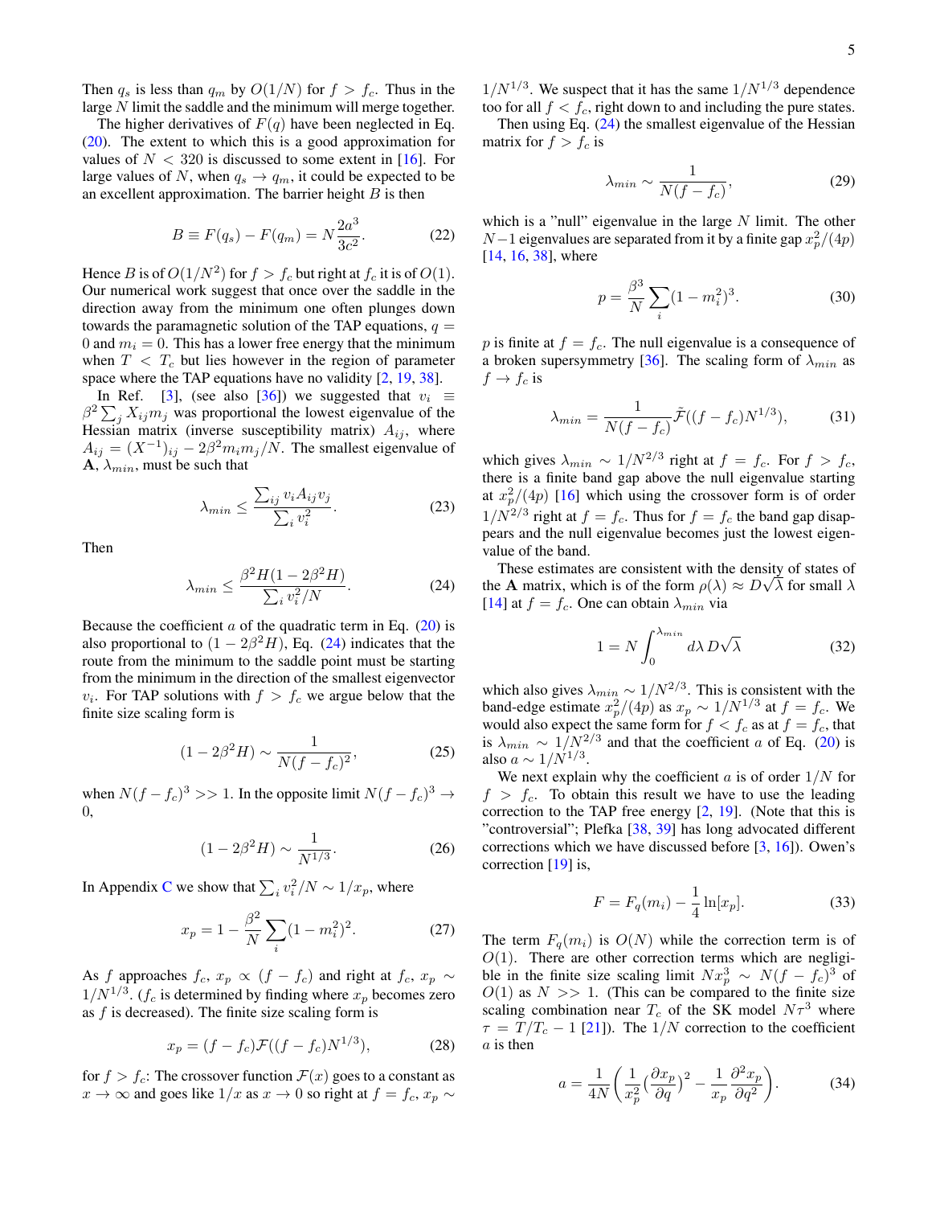Then $q_s$ is less than $q_m$ by $O(1/N)$ for $f > f_c$. Thus in the large $N$ limit the saddle and the minimum will merge together.

The higher derivatives of $F(q)$ have been neglected in Eq. (20). The extent to which this is a good approximation for values of $N < 320$ is discussed to some extent in [16]. For large values of $N$, when $q_s \to q_m$, it could be expected to be an excellent approximation. The barrier height $B$ is then

$$B \equiv F(q_s) - F(q_m) = N\frac{2a^3}{3c^2}. \tag{22}$$

Hence $B$ is of $O(1/N^2)$ for $f > f_c$ but right at $f_c$ it is of $O(1)$. Our numerical work suggest that once over the saddle in the direction away from the minimum one often plunges down towards the paramagnetic solution of the TAP equations, $q = 0$ and $m_i = 0$. This has a lower free energy that the minimum when $T < T_c$ but lies however in the region of parameter space where the TAP equations have no validity [2, 19, 38].

In Ref. [3], (see also [36]) we suggested that $v_i \equiv \beta^2 \sum_j X_{ij} m_j$ was proportional the lowest eigenvalue of the Hessian matrix (inverse susceptibility matrix) $A_{ij}$, where $A_{ij} = (X^{-1})_{ij} - 2\beta^2 m_i m_j/N$. The smallest eigenvalue of $\mathbf{A}$, $\lambda_{min}$, must be such that

$$\lambda_{min} \leq \frac{\sum_{ij} v_i A_{ij} v_j}{\sum_i v_i^2}. \tag{23}$$

Then

$$\lambda_{min} \leq \frac{\beta^2 H(1 - 2\beta^2 H)}{\sum_i v_i^2/N}. \tag{24}$$

Because the coefficient $a$ of the quadratic term in Eq. (20) is also proportional to $(1 - 2\beta^2 H)$, Eq. (24) indicates that the route from the minimum to the saddle point must be starting from the minimum in the direction of the smallest eigenvector $v_i$. For TAP solutions with $f > f_c$ we argue below that the finite size scaling form is

$$(1 - 2\beta^2 H) \sim \frac{1}{N(f - f_c)^2}, \tag{25}$$

when $N(f - f_c)^3 >> 1$. In the opposite limit $N(f - f_c)^3 \to 0$,

$$(1 - 2\beta^2 H) \sim \frac{1}{N^{1/3}}. \tag{26}$$

In Appendix C we show that $\sum_i v_i^2/N \sim 1/x_p$, where

$$x_p = 1 - \frac{\beta^2}{N}\sum_i (1 - m_i^2)^2. \tag{27}$$

As $f$ approaches $f_c$, $x_p \propto (f - f_c)$ and right at $f_c$, $x_p \sim 1/N^{1/3}$. ($f_c$ is determined by finding where $x_p$ becomes zero as $f$ is decreased). The finite size scaling form is

$$x_p = (f - f_c)\mathcal{F}((f - f_c)N^{1/3}), \tag{28}$$

for $f > f_c$: The crossover function $\mathcal{F}(x)$ goes to a constant as $x \to \infty$ and goes like $1/x$ as $x \to 0$ so right at $f = f_c$, $x_p \sim 1/N^{1/3}$. We suspect that it has the same $1/N^{1/3}$ dependence too for all $f < f_c$, right down to and including the pure states.

Then using Eq. (24) the smallest eigenvalue of the Hessian matrix for $f > f_c$ is

$$\lambda_{min} \sim \frac{1}{N(f - f_c)}, \tag{29}$$

which is a "null" eigenvalue in the large $N$ limit. The other $N-1$ eigenvalues are separated from it by a finite gap $x_p^2/(4p)$ [14, 16, 38], where

$$p = \frac{\beta^3}{N}\sum_i (1 - m_i^2)^3. \tag{30}$$

$p$ is finite at $f = f_c$. The null eigenvalue is a consequence of a broken supersymmetry [36]. The scaling form of $\lambda_{min}$ as $f \to f_c$ is

$$\lambda_{min} = \frac{1}{N(f - f_c)}\tilde{\mathcal{F}}((f - f_c)N^{1/3}), \tag{31}$$

which gives $\lambda_{min} \sim 1/N^{2/3}$ right at $f = f_c$. For $f > f_c$, there is a finite band gap above the null eigenvalue starting at $x_p^2/(4p)$ [16] which using the crossover form is of order $1/N^{2/3}$ right at $f = f_c$. Thus for $f = f_c$ the band gap disappears and the null eigenvalue becomes just the lowest eigenvalue of the band.

These estimates are consistent with the density of states of the $\mathbf{A}$ matrix, which is of the form $\rho(\lambda) \approx D\sqrt{\lambda}$ for small $\lambda$ [14] at $f = f_c$. One can obtain $\lambda_{min}$ via

$$1 = N\int_0^{\lambda_{min}} d\lambda\, D\sqrt{\lambda} \tag{32}$$

which also gives $\lambda_{min} \sim 1/N^{2/3}$. This is consistent with the band-edge estimate $x_p^2/(4p)$ as $x_p \sim 1/N^{1/3}$ at $f = f_c$. We would also expect the same form for $f < f_c$ as at $f = f_c$, that is $\lambda_{min} \sim 1/N^{2/3}$ and that the coefficient $a$ of Eq. (20) is also $a \sim 1/N^{1/3}$.

We next explain why the coefficient $a$ is of order $1/N$ for $f > f_c$. To obtain this result we have to use the leading correction to the TAP free energy [2, 19]. (Note that this is "controversial"; Plefka [38, 39] has long advocated different corrections which we have discussed before [3, 16]). Owen's correction [19] is,

$$F = F_q(m_i) - \frac{1}{4}\ln[x_p]. \tag{33}$$

The term $F_q(m_i)$ is $O(N)$ while the correction term is of $O(1)$. There are other correction terms which are negligible in the finite size scaling limit $Nx_p^3 \sim N(f - f_c)^3$ of $O(1)$ as $N >> 1$. (This can be compared to the finite size scaling combination near $T_c$ of the SK model $N\tau^3$ where $\tau = T/T_c - 1$ [21]). The $1/N$ correction to the coefficient $a$ is then

$$a = \frac{1}{4N}\left(\frac{1}{x_p^2}\left(\frac{\partial x_p}{\partial q}\right)^2 - \frac{1}{x_p}\frac{\partial^2 x_p}{\partial q^2}\right). \tag{34}$$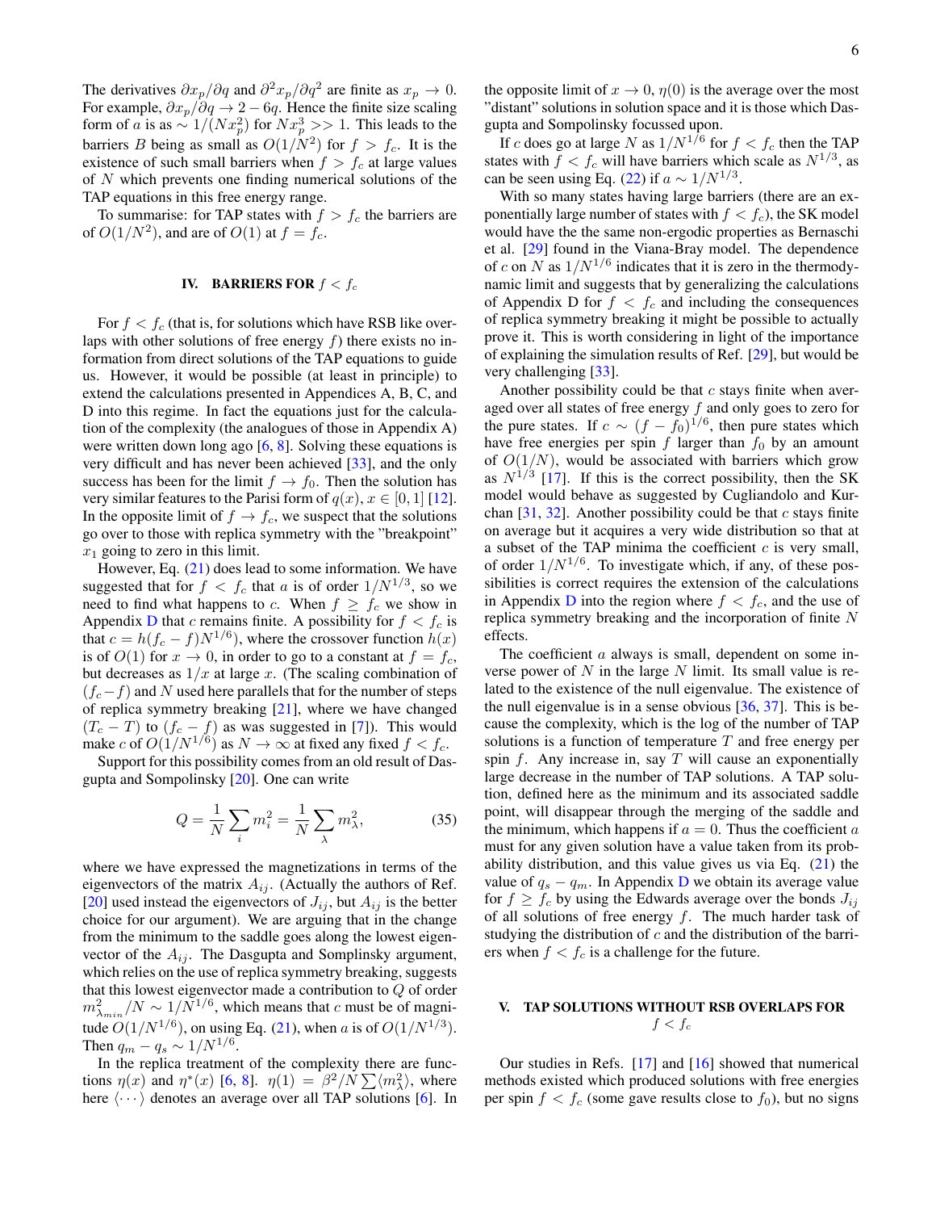The derivatives $\partial x_p/\partial q$ and $\partial^2 x_p/\partial q^2$ are finite as $x_p \to 0$. For example, $\partial x_p/\partial q \to 2 - 6q$. Hence the finite size scaling form of $a$ is as $\sim 1/(Nx_p^2)$ for $Nx_p^3 >> 1$. This leads to the barriers $B$ being as small as $O(1/N^2)$ for $f > f_c$. It is the existence of such small barriers when $f > f_c$ at large values of $N$ which prevents one finding numerical solutions of the TAP equations in this free energy range.

To summarise: for TAP states with $f > f_c$ the barriers are of $O(1/N^2)$, and are of $O(1)$ at $f = f_c$.

## IV. BARRIERS FOR $f < f_c$

For $f < f_c$ (that is, for solutions which have RSB like overlaps with other solutions of free energy $f$) there exists no information from direct solutions of the TAP equations to guide us. However, it would be possible (at least in principle) to extend the calculations presented in Appendices A, B, C, and D into this regime. In fact the equations just for the calculation of the complexity (the analogues of those in Appendix A) were written down long ago [6, 8]. Solving these equations is very difficult and has never been achieved [33], and the only success has been for the limit $f \to f_0$. Then the solution has very similar features to the Parisi form of $q(x)$, $x \in [0, 1]$ [12]. In the opposite limit of $f \to f_c$, we suspect that the solutions go over to those with replica symmetry with the "breakpoint" $x_1$ going to zero in this limit.

However, Eq. (21) does lead to some information. We have suggested that for $f < f_c$ that $a$ is of order $1/N^{1/3}$, so we need to find what happens to $c$. When $f \geq f_c$ we show in Appendix D that $c$ remains finite. A possibility for $f < f_c$ is that $c = h(f_c - f)N^{1/6})$, where the crossover function $h(x)$ is of $O(1)$ for $x \to 0$, in order to go to a constant at $f = f_c$, but decreases as $1/x$ at large $x$. (The scaling combination of $(f_c - f)$ and $N$ used here parallels that for the number of steps of replica symmetry breaking [21], where we have changed $(T_c - T)$ to $(f_c - f)$ as was suggested in [7]). This would make $c$ of $O(1/N^{1/6})$ as $N \to \infty$ at fixed any fixed $f < f_c$.

Support for this possibility comes from an old result of Dasgupta and Sompolinsky [20]. One can write

$$Q = \frac{1}{N} \sum_i m_i^2 = \frac{1}{N} \sum_\lambda m_\lambda^2, \tag{35}$$

where we have expressed the magnetizations in terms of the eigenvectors of the matrix $A_{ij}$. (Actually the authors of Ref. [20] used instead the eigenvectors of $J_{ij}$, but $A_{ij}$ is the better choice for our argument). We are arguing that in the change from the minimum to the saddle goes along the lowest eigenvector of the $A_{ij}$. The Dasgupta and Somplinsky argument, which relies on the use of replica symmetry breaking, suggests that this lowest eigenvector made a contribution to $Q$ of order $m_{\lambda_{min}}^2/N \sim 1/N^{1/6}$, which means that $c$ must be of magnitude $O(1/N^{1/6})$, on using Eq. (21), when $a$ is of $O(1/N^{1/3})$. Then $q_m - q_s \sim 1/N^{1/6}$.

In the replica treatment of the complexity there are functions $\eta(x)$ and $\eta^*(x)$ [6, 8]. $\eta(1) = \beta^2/N \sum \langle m_\lambda^2 \rangle$, where here $\langle \cdots \rangle$ denotes an average over all TAP solutions [6]. In the opposite limit of $x \to 0$, $\eta(0)$ is the average over the most "distant" solutions in solution space and it is those which Dasgupta and Sompolinsky focussed upon.

If $c$ does go at large $N$ as $1/N^{1/6}$ for $f < f_c$ then the TAP states with $f < f_c$ will have barriers which scale as $N^{1/3}$, as can be seen using Eq. (22) if $a \sim 1/N^{1/3}$.

With so many states having large barriers (there are an exponentially large number of states with $f < f_c$), the SK model would have the the same non-ergodic properties as Bernaschi et al. [29] found in the Viana-Bray model. The dependence of $c$ on $N$ as $1/N^{1/6}$ indicates that it is zero in the thermodynamic limit and suggests that by generalizing the calculations of Appendix D for $f < f_c$ and including the consequences of replica symmetry breaking it might be possible to actually prove it. This is worth considering in light of the importance of explaining the simulation results of Ref. [29], but would be very challenging [33].

Another possibility could be that $c$ stays finite when averaged over all states of free energy $f$ and only goes to zero for the pure states. If $c \sim (f - f_0)^{1/6}$, then pure states which have free energies per spin $f$ larger than $f_0$ by an amount of $O(1/N)$, would be associated with barriers which grow as $N^{1/3}$ [17]. If this is the correct possibility, then the SK model would behave as suggested by Cugliandolo and Kurchan [31, 32]. Another possibility could be that $c$ stays finite on average but it acquires a very wide distribution so that at a subset of the TAP minima the coefficient $c$ is very small, of order $1/N^{1/6}$. To investigate which, if any, of these possibilities is correct requires the extension of the calculations in Appendix D into the region where $f < f_c$, and the use of replica symmetry breaking and the incorporation of finite $N$ effects.

The coefficient $a$ always is small, dependent on some inverse power of $N$ in the large $N$ limit. Its small value is related to the existence of the null eigenvalue. The existence of the null eigenvalue is in a sense obvious [36, 37]. This is because the complexity, which is the log of the number of TAP solutions is a function of temperature $T$ and free energy per spin $f$. Any increase in, say $T$ will cause an exponentially large decrease in the number of TAP solutions. A TAP solution, defined here as the minimum and its associated saddle point, will disappear through the merging of the saddle and the minimum, which happens if $a = 0$. Thus the coefficient $a$ must for any given solution have a value taken from its probability distribution, and this value gives us via Eq. (21) the value of $q_s - q_m$. In Appendix D we obtain its average value for $f \geq f_c$ by using the Edwards average over the bonds $J_{ij}$ of all solutions of free energy $f$. The much harder task of studying the distribution of $c$ and the distribution of the barriers when $f < f_c$ is a challenge for the future.

## V. TAP SOLUTIONS WITHOUT RSB OVERLAPS FOR $f < f_c$

Our studies in Refs. [17] and [16] showed that numerical methods existed which produced solutions with free energies per spin $f < f_c$ (some gave results close to $f_0$), but no signs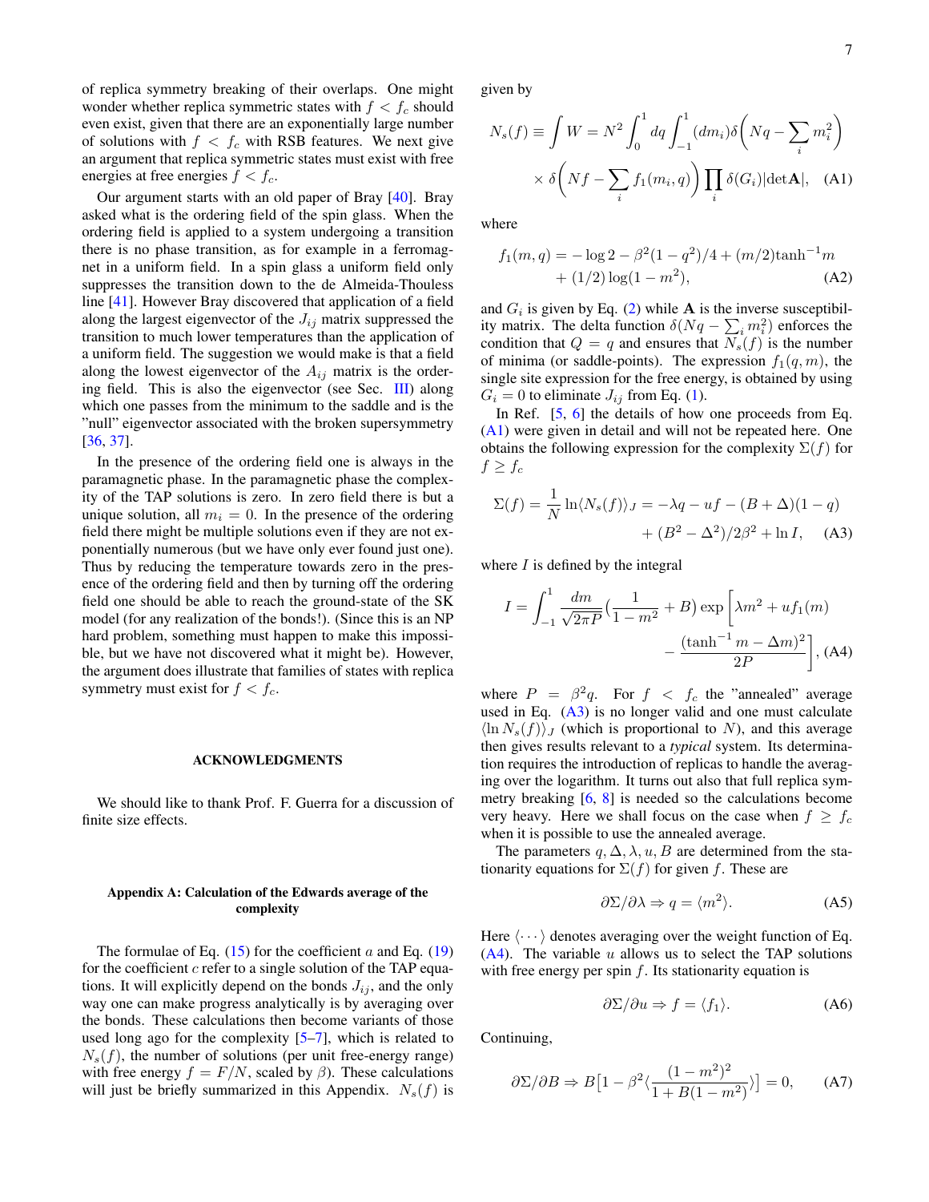of replica symmetry breaking of their overlaps. One might wonder whether replica symmetric states with $f < f_c$ should even exist, given that there are an exponentially large number of solutions with $f < f_c$ with RSB features. We next give an argument that replica symmetric states must exist with free energies at free energies $f < f_c$.

Our argument starts with an old paper of Bray [40]. Bray asked what is the ordering field of the spin glass. When the ordering field is applied to a system undergoing a transition there is no phase transition, as for example in a ferromagnet in a uniform field. In a spin glass a uniform field only suppresses the transition down to the de Almeida-Thouless line [41]. However Bray discovered that application of a field along the largest eigenvector of the $J_{ij}$ matrix suppressed the transition to much lower temperatures than the application of a uniform field. The suggestion we would make is that a field along the lowest eigenvector of the $A_{ij}$ matrix is the ordering field. This is also the eigenvector (see Sec. III) along which one passes from the minimum to the saddle and is the "null" eigenvector associated with the broken supersymmetry [36, 37].

In the presence of the ordering field one is always in the paramagnetic phase. In the paramagnetic phase the complexity of the TAP solutions is zero. In zero field there is but a unique solution, all $m_i = 0$. In the presence of the ordering field there might be multiple solutions even if they are not exponentially numerous (but we have only ever found just one). Thus by reducing the temperature towards zero in the presence of the ordering field and then by turning off the ordering field one should be able to reach the ground-state of the SK model (for any realization of the bonds!). (Since this is an NP hard problem, something must happen to make this impossible, but we have not discovered what it might be). However, the argument does illustrate that families of states with replica symmetry must exist for $f < f_c$.

## ACKNOWLEDGMENTS

We should like to thank Prof. F. Guerra for a discussion of finite size effects.

### Appendix A: Calculation of the Edwards average of the complexity

The formulae of Eq. (15) for the coefficient $a$ and Eq. (19) for the coefficient $c$ refer to a single solution of the TAP equations. It will explicitly depend on the bonds $J_{ij}$, and the only way one can make progress analytically is by averaging over the bonds. These calculations then become variants of those used long ago for the complexity [5–7], which is related to $N_s(f)$, the number of solutions (per unit free-energy range) with free energy $f = F/N$, scaled by $\beta$). These calculations will just be briefly summarized in this Appendix. $N_s(f)$ is given by

$$N_s(f) \equiv \int W = N^2 \int_0^1 dq \int_{-1}^{1} (dm_i) \delta\Big(Nq - \sum_i m_i^2\Big) \times \delta\Big(Nf - \sum_i f_1(m_i, q)\Big) \prod_i \delta(G_i) |\det \mathbf{A}|, \quad \text{(A1)}$$

where

$$f_1(m,q) = -\log 2 - \beta^2(1-q^2)/4 + (m/2)\tanh^{-1} m + (1/2)\log(1-m^2), \quad \text{(A2)}$$

and $G_i$ is given by Eq. (2) while $\mathbf{A}$ is the inverse susceptibility matrix. The delta function $\delta(Nq - \sum_i m_i^2)$ enforces the condition that $Q = q$ and ensures that $N_s(f)$ is the number of minima (or saddle-points). The expression $f_1(q, m)$, the single site expression for the free energy, is obtained by using $G_i = 0$ to eliminate $J_{ij}$ from Eq. (1).

In Ref. [5, 6] the details of how one proceeds from Eq. (A1) were given in detail and will not be repeated here. One obtains the following expression for the complexity $\Sigma(f)$ for $f \geq f_c$

$$\Sigma(f) = \frac{1}{N} \ln \langle N_s(f) \rangle_J = -\lambda q - uf - (B + \Delta)(1-q) + (B^2 - \Delta^2)/2\beta^2 + \ln I, \quad \text{(A3)}$$

where $I$ is defined by the integral

$$I = \int_{-1}^{1} \frac{dm}{\sqrt{2\pi P}} \Big(\frac{1}{1-m^2} + B\Big) \exp\Big[\lambda m^2 + u f_1(m) - \frac{(\tanh^{-1} m - \Delta m)^2}{2P}\Big], \quad \text{(A4)}$$

where $P = \beta^2 q$. For $f < f_c$ the "annealed" average used in Eq. (A3) is no longer valid and one must calculate $\langle \ln N_s(f) \rangle_J$ (which is proportional to $N$), and this average then gives results relevant to a *typical* system. Its determination requires the introduction of replicas to handle the averaging over the logarithm. It turns out also that full replica symmetry breaking [6, 8] is needed so the calculations become very heavy. Here we shall focus on the case when $f \geq f_c$ when it is possible to use the annealed average.

The parameters $q, \Delta, \lambda, u, B$ are determined from the stationarity equations for $\Sigma(f)$ for given $f$. These are

$$\partial \Sigma / \partial \lambda \Rightarrow q = \langle m^2 \rangle. \quad \text{(A5)}$$

Here $\langle \cdots \rangle$ denotes averaging over the weight function of Eq. (A4). The variable $u$ allows us to select the TAP solutions with free energy per spin $f$. Its stationarity equation is

$$\partial \Sigma / \partial u \Rightarrow f = \langle f_1 \rangle. \quad \text{(A6)}$$

Continuing,

$$\partial \Sigma / \partial B \Rightarrow B\big[1 - \beta^2 \langle \frac{(1-m^2)^2}{1 + B(1-m^2)} \rangle\big] = 0, \quad \text{(A7)}$$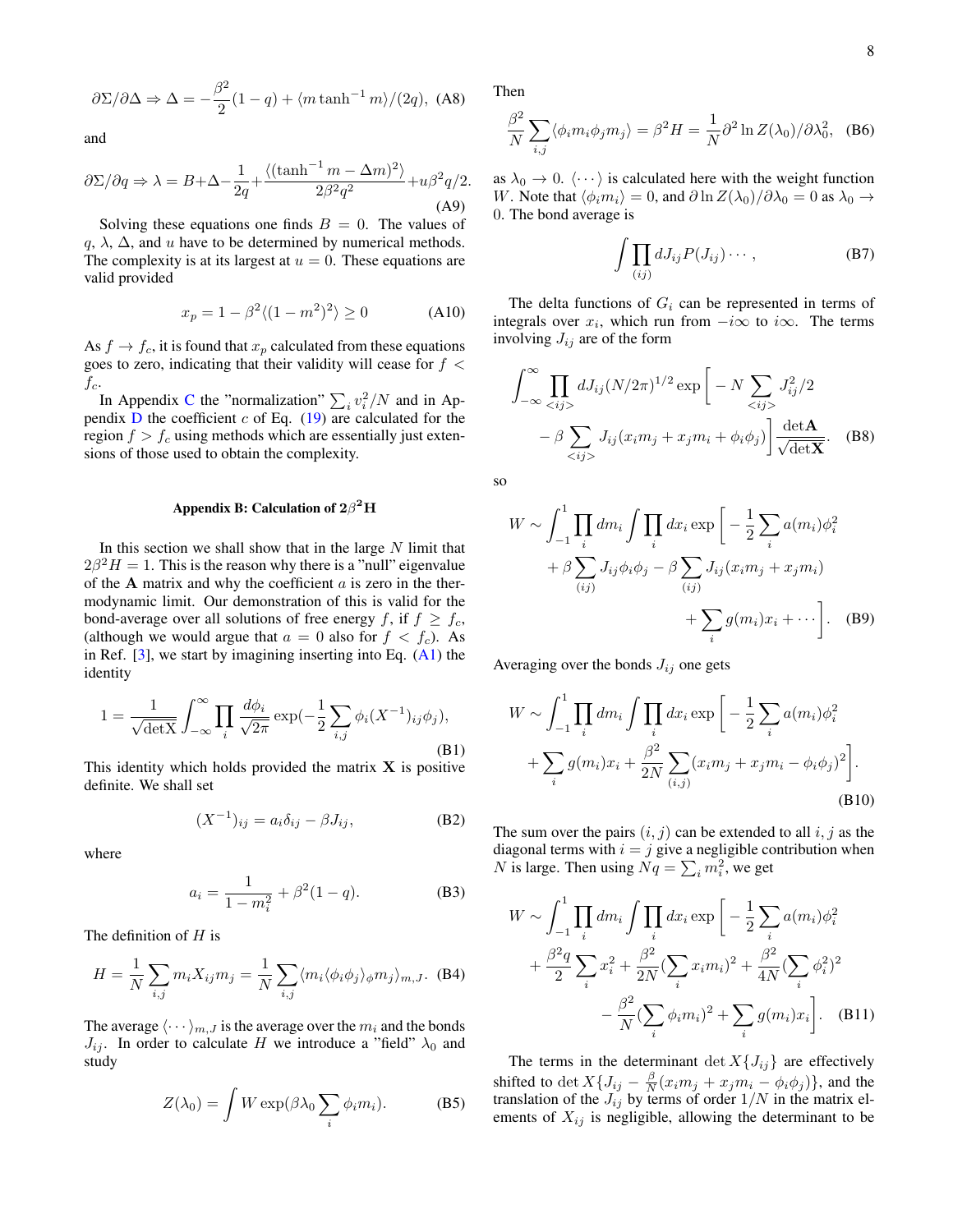$$\partial\Sigma/\partial\Delta \Rightarrow \Delta = -\frac{\beta^2}{2}(1-q) + \langle m \tanh^{-1} m\rangle/(2q), \quad (A8)$$

and

$$\partial\Sigma/\partial q \Rightarrow \lambda = B+\Delta-\frac{1}{2q}+\frac{\langle(\tanh^{-1} m - \Delta m)^2\rangle}{2\beta^2 q^2}+u\beta^2 q/2. \quad (A9)$$

Solving these equations one finds $B = 0$. The values of $q$, $\lambda$, $\Delta$, and $u$ have to be determined by numerical methods. The complexity is at its largest at $u = 0$. These equations are valid provided

$$x_p = 1 - \beta^2\langle(1-m^2)^2\rangle \geq 0 \quad (A10)$$

As $f \to f_c$, it is found that $x_p$ calculated from these equations goes to zero, indicating that their validity will cease for $f < f_c$.

In Appendix C the "normalization" $\sum_i v_i^2/N$ and in Appendix D the coefficient $c$ of Eq. (19) are calculated for the region $f > f_c$ using methods which are essentially just extensions of those used to obtain the complexity.

## Appendix B: Calculation of $2\beta^2$H

In this section we shall show that in the large $N$ limit that $2\beta^2 H = 1$. This is the reason why there is a "null" eigenvalue of the $\mathbf{A}$ matrix and why the coefficient $a$ is zero in the thermodynamic limit. Our demonstration of this is valid for the bond-average over all solutions of free energy $f$, if $f \geq f_c$, (although we would argue that $a = 0$ also for $f < f_c$). As in Ref. [3], we start by imagining inserting into Eq. (A1) the identity

$$1 = \frac{1}{\sqrt{\det X}}\int_{-\infty}^{\infty}\prod_i \frac{d\phi_i}{\sqrt{2\pi}}\exp(-\frac{1}{2}\sum_{i,j}\phi_i(X^{-1})_{ij}\phi_j), \quad (B1)$$

This identity which holds provided the matrix $\mathbf{X}$ is positive definite. We shall set

$$(X^{-1})_{ij} = a_i\delta_{ij} - \beta J_{ij}, \quad (B2)$$

where

$$a_i = \frac{1}{1-m_i^2} + \beta^2(1-q). \quad (B3)$$

The definition of $H$ is

$$H = \frac{1}{N}\sum_{i,j} m_i X_{ij} m_j = \frac{1}{N}\sum_{i,j}\langle m_i\langle\phi_i\phi_j\rangle_\phi m_j\rangle_{m,J}. \quad (B4)$$

The average $\langle\cdots\rangle_{m,J}$ is the average over the $m_i$ and the bonds $J_{ij}$. In order to calculate $H$ we introduce a "field" $\lambda_0$ and study

$$Z(\lambda_0) = \int W\exp(\beta\lambda_0\sum_i\phi_i m_i). \quad (B5)$$

Then

$$\frac{\beta^2}{N}\sum_{i,j}\langle\phi_i m_i\phi_j m_j\rangle = \beta^2 H = \frac{1}{N}\partial^2\ln Z(\lambda_0)/\partial\lambda_0^2, \quad (B6)$$

as $\lambda_0 \to 0$. $\langle\cdots\rangle$ is calculated here with the weight function $W$. Note that $\langle\phi_i m_i\rangle = 0$, and $\partial\ln Z(\lambda_0)/\partial\lambda_0 = 0$ as $\lambda_0 \to 0$. The bond average is

$$\int\prod_{(ij)} dJ_{ij}P(J_{ij})\cdots, \quad (B7)$$

The delta functions of $G_i$ can be represented in terms of integrals over $x_i$, which run from $-i\infty$ to $i\infty$. The terms involving $J_{ij}$ are of the form

$$\int_{-\infty}^{\infty}\prod_{<ij>}dJ_{ij}(N/2\pi)^{1/2}\exp\Big[-N\sum_{<ij>}J_{ij}^2/2 - \beta\sum_{<ij>}J_{ij}(x_i m_j + x_j m_i + \phi_i\phi_j)\Big]\frac{\det\mathbf{A}}{\sqrt{\det\mathbf{X}}}. \quad (B8)$$

so

$$W \sim \int_{-1}^{1}\prod_i dm_i\int\prod_i dx_i\exp\Big[-\frac{1}{2}\sum_i a(m_i)\phi_i^2 + \beta\sum_{(ij)}J_{ij}\phi_i\phi_j - \beta\sum_{(ij)}J_{ij}(x_i m_j + x_j m_i) + \sum_i g(m_i)x_i + \cdots\Big]. \quad (B9)$$

Averaging over the bonds $J_{ij}$ one gets

$$W \sim \int_{-1}^{1}\prod_i dm_i\int\prod_i dx_i\exp\Big[-\frac{1}{2}\sum_i a(m_i)\phi_i^2 + \sum_i g(m_i)x_i + \frac{\beta^2}{2N}\sum_{(i,j)}(x_i m_j + x_j m_i - \phi_i\phi_j)^2\Big]. \quad (B10)$$

The sum over the pairs $(i,j)$ can be extended to all $i,j$ as the diagonal terms with $i = j$ give a negligible contribution when $N$ is large. Then using $Nq = \sum_i m_i^2$, we get

$$W \sim \int_{-1}^{1}\prod_i dm_i\int\prod_i dx_i\exp\Big[-\frac{1}{2}\sum_i a(m_i)\phi_i^2 + \frac{\beta^2 q}{2}\sum_i x_i^2 + \frac{\beta^2}{2N}(\sum_i x_i m_i)^2 + \frac{\beta^2}{4N}(\sum_i\phi_i^2)^2 - \frac{\beta^2}{N}(\sum_i\phi_i m_i)^2 + \sum_i g(m_i)x_i\Big]. \quad (B11)$$

The terms in the determinant $\det X\{J_{ij}\}$ are effectively shifted to $\det X\{J_{ij} - \frac{\beta}{N}(x_i m_j + x_j m_i - \phi_i\phi_j)\}$, and the translation of the $J_{ij}$ by terms of order $1/N$ in the matrix elements of $X_{ij}$ is negligible, allowing the determinant to be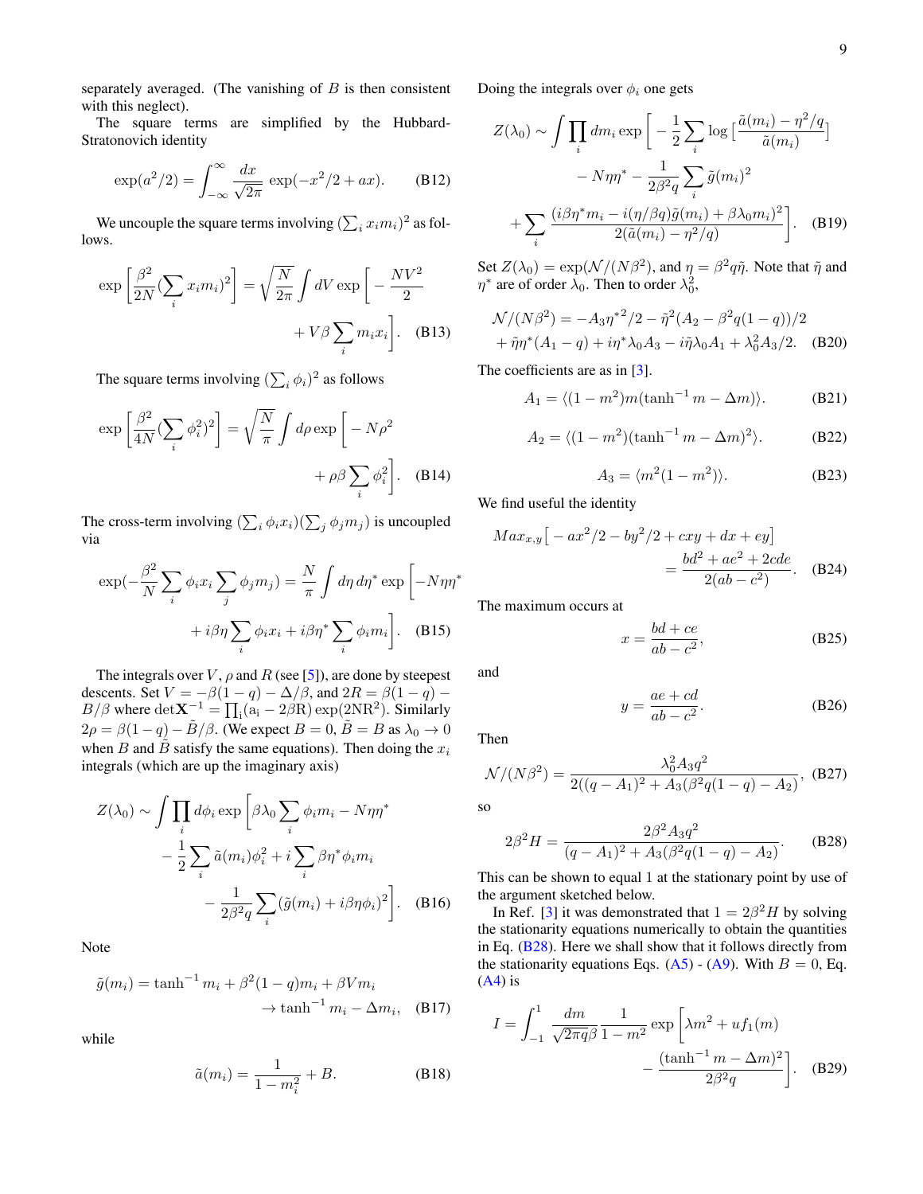separately averaged. (The vanishing of $B$ is then consistent with this neglect).

The square terms are simplified by the Hubbard-Stratonovich identity

$$\exp(a^2/2) = \int_{-\infty}^{\infty} \frac{dx}{\sqrt{2\pi}} \exp(-x^2/2 + ax). \tag{B12}$$

We uncouple the square terms involving $(\sum_i x_i m_i)^2$ as follows.

$$\exp\left[\frac{\beta^2}{2N}(\sum_i x_i m_i)^2\right] = \sqrt{\frac{N}{2\pi}} \int dV \exp\left[-\frac{NV^2}{2} + V\beta\sum_i m_i x_i\right]. \tag{B13}$$

The square terms involving $(\sum_i \phi_i)^2$ as follows

$$\exp\left[\frac{\beta^2}{4N}(\sum_i \phi_i^2)^2\right] = \sqrt{\frac{N}{\pi}} \int d\rho \exp\left[-N\rho^2 + \rho\beta\sum_i \phi_i^2\right]. \tag{B14}$$

The cross-term involving $(\sum_i \phi_i x_i)(\sum_j \phi_j m_j)$ is uncoupled via

$$\exp(-\frac{\beta^2}{N}\sum_i \phi_i x_i \sum_j \phi_j m_j) = \frac{N}{\pi}\int d\eta\, d\eta^* \exp\left[-N\eta\eta^* + i\beta\eta\sum_i \phi_i x_i + i\beta\eta^*\sum_i \phi_i m_i\right]. \tag{B15}$$

The integrals over $V$, $\rho$ and $R$ (see [5]), are done by steepest descents. Set $V = -\beta(1-q) - \Delta/\beta$, and $2R = \beta(1-q) - B/\beta$ where $\det \mathbf{X}^{-1} = \prod_i (a_i - 2\beta R)\exp(2NR^2)$. Similarly $2\rho = \beta(1-q) - \tilde{B}/\beta$. (We expect $B = 0$, $\tilde{B} = B$ as $\lambda_0 \to 0$ when $B$ and $\tilde{B}$ satisfy the same equations). Then doing the $x_i$ integrals (which are up the imaginary axis)

$$Z(\lambda_0) \sim \int \prod_i d\phi_i \exp\left[\beta\lambda_0\sum_i \phi_i m_i - N\eta\eta^* - \frac{1}{2}\sum_i \tilde{a}(m_i)\phi_i^2 + i\sum_i \beta\eta^*\phi_i m_i - \frac{1}{2\beta^2 q}\sum_i(\tilde{g}(m_i) + i\beta\eta\phi_i)^2\right]. \tag{B16}$$

Note

$$\tilde{g}(m_i) = \tanh^{-1} m_i + \beta^2(1-q)m_i + \beta V m_i \to \tanh^{-1} m_i - \Delta m_i, \tag{B17}$$

while

$$\tilde{a}(m_i) = \frac{1}{1-m_i^2} + B. \tag{B18}$$

Doing the integrals over $\phi_i$ one gets

$$Z(\lambda_0) \sim \int \prod_i dm_i \exp\left[-\frac{1}{2}\sum_i \log\left[\frac{\tilde{a}(m_i) - \eta^2/q}{\tilde{a}(m_i)}\right] - N\eta\eta^* - \frac{1}{2\beta^2 q}\sum_i \tilde{g}(m_i)^2 + \sum_i \frac{(i\beta\eta^* m_i - i(\eta/\beta q)\tilde{g}(m_i) + \beta\lambda_0 m_i)^2}{2(\tilde{a}(m_i) - \eta^2/q)}\right]. \tag{B19}$$

Set $Z(\lambda_0) = \exp(\mathcal{N}/(N\beta^2))$, and $\eta = \beta^2 q\tilde{\eta}$. Note that $\tilde{\eta}$ and $\eta^*$ are of order $\lambda_0$. Then to order $\lambda_0^2$,

$$\mathcal{N}/(N\beta^2) = -A_3\eta^{*2}/2 - \tilde{\eta}^2(A_2 - \beta^2 q(1-q))/2 + \tilde{\eta}\eta^*(A_1 - q) + i\eta^*\lambda_0 A_3 - i\tilde{\eta}\lambda_0 A_1 + \lambda_0^2 A_3/2. \tag{B20}$$

The coefficients are as in [3].

$$A_1 = \langle(1-m^2)m(\tanh^{-1} m - \Delta m)\rangle. \tag{B21}$$

$$A_2 = \langle(1-m^2)(\tanh^{-1} m - \Delta m)^2\rangle. \tag{B22}$$

$$A_3 = \langle m^2(1-m^2)\rangle. \tag{B23}$$

We find useful the identity

$$Max_{x,y}\left[-ax^2/2 - by^2/2 + cxy + dx + ey\right] = \frac{bd^2 + ae^2 + 2cde}{2(ab - c^2)}. \tag{B24}$$

The maximum occurs at

$$x = \frac{bd + ce}{ab - c^2}, \tag{B25}$$

and

$$y = \frac{ae + cd}{ab - c^2}. \tag{B26}$$

Then

$$\mathcal{N}/(N\beta^2) = \frac{\lambda_0^2 A_3 q^2}{2((q - A_1)^2 + A_3(\beta^2 q(1-q) - A_2))}, \tag{B27}$$

so

$$2\beta^2 H = \frac{2\beta^2 A_3 q^2}{(q - A_1)^2 + A_3(\beta^2 q(1-q) - A_2)}. \tag{B28}$$

This can be shown to equal 1 at the stationary point by use of the argument sketched below.

In Ref. [3] it was demonstrated that $1 = 2\beta^2 H$ by solving the stationarity equations numerically to obtain the quantities in Eq. (B28). Here we shall show that it follows directly from the stationarity equations Eqs. (A5) - (A9). With $B = 0$, Eq. (A4) is

$$I = \int_{-1}^{1} \frac{dm}{\sqrt{2\pi q}\beta} \frac{1}{1-m^2} \exp\left[\lambda m^2 + u f_1(m) - \frac{(\tanh^{-1} m - \Delta m)^2}{2\beta^2 q}\right]. \tag{B29}$$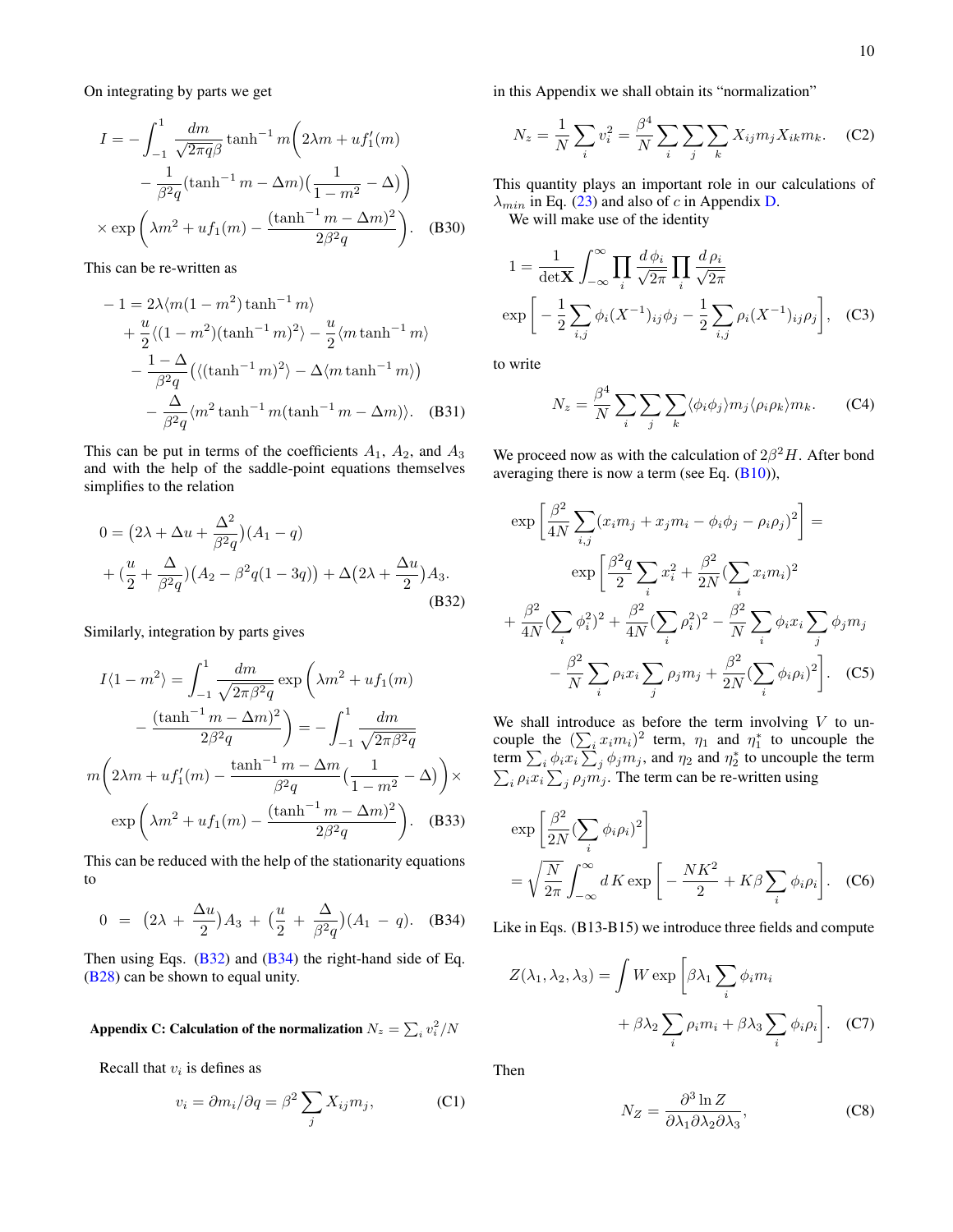On integrating by parts we get

$$
\begin{aligned}
I = &-\int_{-1}^{1} \frac{dm}{\sqrt{2\pi q}\beta} \tanh^{-1} m\Big(2\lambda m + u f_1'(m) \\
&- \frac{1}{\beta^2 q}(\tanh^{-1} m - \Delta m)\big(\frac{1}{1-m^2} - \Delta\big)\Big) \\
&\times \exp\left(\lambda m^2 + u f_1(m) - \frac{(\tanh^{-1} m - \Delta m)^2}{2\beta^2 q}\right). \quad \text{(B30)}
\end{aligned}
$$

This can be re-written as

$$
\begin{aligned}
-1 = &\, 2\lambda\langle m(1-m^2)\tanh^{-1} m\rangle \\
&+ \frac{u}{2}\langle(1-m^2)(\tanh^{-1} m)^2\rangle - \frac{u}{2}\langle m \tanh^{-1} m\rangle \\
&- \frac{1-\Delta}{\beta^2 q}\big(\langle(\tanh^{-1} m)^2\rangle - \Delta\langle m \tanh^{-1} m\rangle\big) \\
&- \frac{\Delta}{\beta^2 q}\langle m^2 \tanh^{-1} m(\tanh^{-1} m - \Delta m)\rangle. \quad \text{(B31)}
\end{aligned}
$$

This can be put in terms of the coefficients $A_1$, $A_2$, and $A_3$ and with the help of the saddle-point equations themselves simplifies to the relation

$$
\begin{aligned}
0 = &\big(2\lambda + \Delta u + \frac{\Delta^2}{\beta^2 q}\big)(A_1 - q) \\
&+ \big(\frac{u}{2} + \frac{\Delta}{\beta^2 q}\big)\big(A_2 - \beta^2 q(1-3q)\big) + \Delta\big(2\lambda + \frac{\Delta u}{2}\big)A_3. \quad \text{(B32)}
\end{aligned}
$$

Similarly, integration by parts gives

$$
\begin{aligned}
I\langle 1-m^2\rangle = &\int_{-1}^{1} \frac{dm}{\sqrt{2\pi\beta^2 q}} \exp\Big(\lambda m^2 + u f_1(m) \\
&- \frac{(\tanh^{-1} m - \Delta m)^2}{2\beta^2 q}\Big) = -\int_{-1}^{1} \frac{dm}{\sqrt{2\pi\beta^2 q}} \\
&m\Big(2\lambda m + u f_1'(m) - \frac{\tanh^{-1} m - \Delta m}{\beta^2 q}\big(\frac{1}{1-m^2} - \Delta\big)\Big) \times \\
&\exp\left(\lambda m^2 + u f_1(m) - \frac{(\tanh^{-1} m - \Delta m)^2}{2\beta^2 q}\right). \quad \text{(B33)}
\end{aligned}
$$

This can be reduced with the help of the stationarity equations to

$$
0 = \big(2\lambda + \frac{\Delta u}{2}\big)A_3 + \big(\frac{u}{2} + \frac{\Delta}{\beta^2 q}\big)(A_1 - q). \quad \text{(B34)}
$$

Then using Eqs. (B32) and (B34) the right-hand side of Eq. (B28) can be shown to equal unity.

## Appendix C: Calculation of the normalization $N_z = \sum_i v_i^2/N$

Recall that $v_i$ is defines as

$$
v_i = \partial m_i/\partial q = \beta^2 \sum_j X_{ij} m_j, \quad \text{(C1)}
$$

in this Appendix we shall obtain its "normalization"

$$
N_z = \frac{1}{N}\sum_i v_i^2 = \frac{\beta^4}{N}\sum_i\sum_j\sum_k X_{ij} m_j X_{ik} m_k. \quad \text{(C2)}
$$

This quantity plays an important role in our calculations of $\lambda_{min}$ in Eq. (23) and also of $c$ in Appendix D.

We will make use of the identity

$$
\begin{aligned}
1 = &\frac{1}{\det \mathbf{X}}\int_{-\infty}^{\infty}\prod_i \frac{d\phi_i}{\sqrt{2\pi}}\prod_i \frac{d\rho_i}{\sqrt{2\pi}} \\
&\exp\Big[-\frac{1}{2}\sum_{i,j}\phi_i (X^{-1})_{ij}\phi_j - \frac{1}{2}\sum_{i,j}\rho_i (X^{-1})_{ij}\rho_j\Big], \quad \text{(C3)}
\end{aligned}
$$

to write

$$
N_z = \frac{\beta^4}{N}\sum_i\sum_j\sum_k \langle\phi_i\phi_j\rangle m_j \langle\rho_i\rho_k\rangle m_k. \quad \text{(C4)}
$$

We proceed now as with the calculation of $2\beta^2 H$. After bond averaging there is now a term (see Eq. (B10)),

$$
\begin{aligned}
&\exp\Big[\frac{\beta^2}{4N}\sum_{i,j}(x_i m_j + x_j m_i - \phi_i\phi_j - \rho_i\rho_j)^2\Big] = \\
&\exp\Big[\frac{\beta^2 q}{2}\sum_i x_i^2 + \frac{\beta^2}{2N}(\sum_i x_i m_i)^2 \\
&+ \frac{\beta^2}{4N}(\sum_i \phi_i^2)^2 + \frac{\beta^2}{4N}(\sum_i \rho_i^2)^2 - \frac{\beta^2}{N}\sum_i \phi_i x_i \sum_j \phi_j m_j \\
&- \frac{\beta^2}{N}\sum_i \rho_i x_i \sum_j \rho_j m_j + \frac{\beta^2}{2N}(\sum_i \phi_i\rho_i)^2\Big]. \quad \text{(C5)}
\end{aligned}
$$

We shall introduce as before the term involving $V$ to uncouple the $(\sum_i x_i m_i)^2$ term, $\eta_1$ and $\eta_1^*$ to uncouple the term $\sum_i \phi_i x_i \sum_j \phi_j m_j$, and $\eta_2$ and $\eta_2^*$ to uncouple the term $\sum_i \rho_i x_i \sum_j \rho_j m_j$. The term can be re-written using

$$
\begin{aligned}
&\exp\Big[\frac{\beta^2}{2N}(\sum_i \phi_i\rho_i)^2\Big] \\
&= \sqrt{\frac{N}{2\pi}}\int_{-\infty}^{\infty} dK \exp\Big[-\frac{NK^2}{2} + K\beta\sum_i \phi_i\rho_i\Big]. \quad \text{(C6)}
\end{aligned}
$$

Like in Eqs. (B13-B15) we introduce three fields and compute

$$
\begin{aligned}
Z(\lambda_1, \lambda_2, \lambda_3) = &\int W \exp\Big[\beta\lambda_1 \sum_i \phi_i m_i \\
&+ \beta\lambda_2 \sum_i \rho_i m_i + \beta\lambda_3 \sum_i \phi_i\rho_i\Big]. \quad \text{(C7)}
\end{aligned}
$$

Then

$$
N_Z = \frac{\partial^3 \ln Z}{\partial\lambda_1\partial\lambda_2\partial\lambda_3}, \quad \text{(C8)}
$$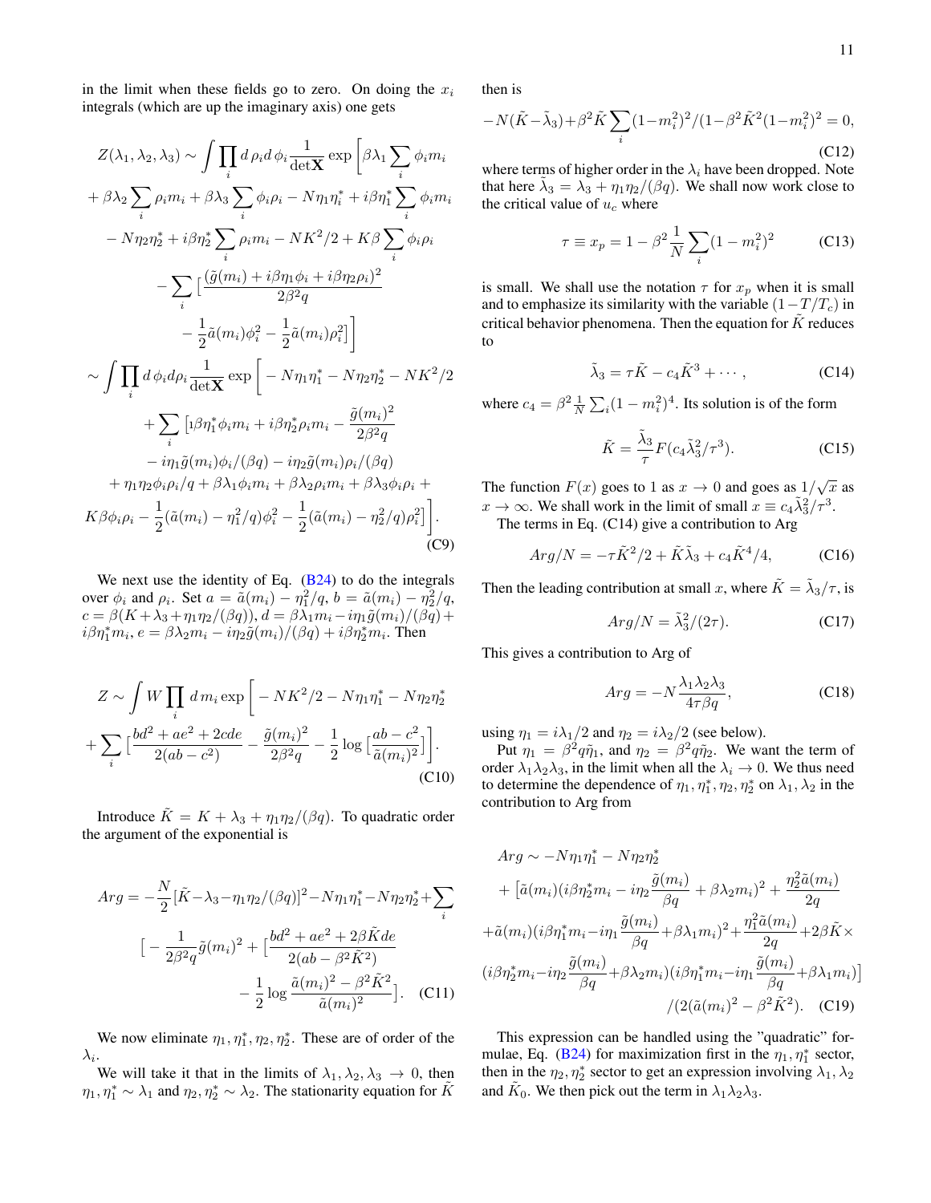in the limit when these fields go to zero. On doing the $x_i$ integrals (which are up the imaginary axis) one gets

$$
\begin{aligned}
Z(\lambda_1,\lambda_2,\lambda_3) &\sim \int \prod_i d\,\rho_i d\,\phi_i \frac{1}{\det \mathbf{X}} \exp\Big[\beta\lambda_1 \sum_i \phi_i m_i \\
&+ \beta\lambda_2 \sum_i \rho_i m_i + \beta\lambda_3 \sum_i \phi_i\rho_i - N\eta_1\eta_i^* + i\beta\eta_1^* \sum_i \phi_i m_i \\
&- N\eta_2\eta_2^* + i\beta\eta_2^* \sum_i \rho_i m_i - NK^2/2 + K\beta \sum_i \phi_i\rho_i \\
&- \sum_i \big[\frac{(\tilde{g}(m_i) + i\beta\eta_1\phi_i + i\beta\eta_2\rho_i)^2}{2\beta^2 q} \\
&- \frac{1}{2}\tilde{a}(m_i)\phi_i^2 - \frac{1}{2}\tilde{a}(m_i)\rho_i^2\big]\Big] \\
&\sim \int \prod_i d\,\phi_i d\rho_i \frac{1}{\det \mathbf{X}} \exp\Big[-N\eta_1\eta_1^* - N\eta_2\eta_2^* - NK^2/2 \\
&+ \sum_i \big[\imath\beta\eta_1^*\phi_i m_i + i\beta\eta_2^*\rho_i m_i - \frac{\tilde{g}(m_i)^2}{2\beta^2 q} \\
&- i\eta_1\tilde{g}(m_i)\phi_i/(\beta q) - i\eta_2\tilde{g}(m_i)\rho_i/(\beta q) \\
&+ \eta_1\eta_2\phi_i\rho_i/q + \beta\lambda_1\phi_i m_i + \beta\lambda_2\rho_i m_i + \beta\lambda_3\phi_i\rho_i + \\
&K\beta\phi_i\rho_i - \frac{1}{2}(\tilde{a}(m_i) - \eta_1^2/q)\phi_i^2 - \frac{1}{2}(\tilde{a}(m_i) - \eta_2^2/q)\rho_i^2\big]\Big].
\end{aligned}
\tag{C9}
$$

We next use the identity of Eq. (B24) to do the integrals over $\phi_i$ and $\rho_i$. Set $a = \tilde{a}(m_i) - \eta_1^2/q$, $b = \tilde{a}(m_i) - \eta_2^2/q$, $c = \beta(K + \lambda_3 + \eta_1\eta_2/(\beta q))$, $d = \beta\lambda_1 m_i - i\eta_1\tilde{g}(m_i)/(\beta q) + i\beta\eta_1^* m_i$, $e = \beta\lambda_2 m_i - i\eta_2\tilde{g}(m_i)/(\beta q) + i\beta\eta_2^* m_i$. Then

$$
\begin{aligned}
Z &\sim \int W \prod_i d\,m_i \exp\Big[-NK^2/2 - N\eta_1\eta_1^* - N\eta_2\eta_2^* \\
&+ \sum_i \big[\frac{bd^2 + ae^2 + 2cde}{2(ab - c^2)} - \frac{\tilde{g}(m_i)^2}{2\beta^2 q} - \frac{1}{2}\log\big[\frac{ab - c^2}{\tilde{a}(m_i)^2}\big]\big]\Big].
\end{aligned}
\tag{C10}
$$

Introduce $\tilde{K} = K + \lambda_3 + \eta_1\eta_2/(\beta q)$. To quadratic order the argument of the exponential is

$$
\begin{aligned}
Arg &= -\frac{N}{2}[\tilde{K} - \lambda_3 - \eta_1\eta_2/(\beta q)]^2 - N\eta_1\eta_1^* - N\eta_2\eta_2^* + \sum_i \\
&\big[-\frac{1}{2\beta^2 q}\tilde{g}(m_i)^2 + \big[\frac{bd^2 + ae^2 + 2\beta\tilde{K}de}{2(ab - \beta^2\tilde{K}^2)} \\
&- \frac{1}{2}\log\frac{\tilde{a}(m_i)^2 - \beta^2\tilde{K}^2}{\tilde{a}(m_i)^2}\big].
\end{aligned}
\tag{C11}
$$

We now eliminate $\eta_1, \eta_1^*, \eta_2, \eta_2^*$. These are of order of the $\lambda_i$.

We will take it that in the limits of $\lambda_1, \lambda_2, \lambda_3 \to 0$, then $\eta_1, \eta_1^* \sim \lambda_1$ and $\eta_2, \eta_2^* \sim \lambda_2$. The stationarity equation for $\tilde{K}$ then is

$$
-N(\tilde{K} - \tilde{\lambda}_3) + \beta^2\tilde{K}\sum_i (1 - m_i^2)^2/(1 - \beta^2\tilde{K}^2(1 - m_i^2)^2 = 0,
\tag{C12}
$$

where terms of higher order in the $\lambda_i$ have been dropped. Note that here $\tilde{\lambda}_3 = \lambda_3 + \eta_1\eta_2/(\beta q)$. We shall now work close to the critical value of $u_c$ where

$$
\tau \equiv x_p = 1 - \beta^2\frac{1}{N}\sum_i (1 - m_i^2)^2
\tag{C13}
$$

is small. We shall use the notation $\tau$ for $x_p$ when it is small and to emphasize its similarity with the variable $(1 - T/T_c)$ in critical behavior phenomena. Then the equation for $\tilde{K}$ reduces to

$$
\tilde{\lambda}_3 = \tau\tilde{K} - c_4\tilde{K}^3 + \cdots,
\tag{C14}
$$

where $c_4 = \beta^2\frac{1}{N}\sum_i (1 - m_i^2)^4$. Its solution is of the form

$$
\tilde{K} = \frac{\tilde{\lambda}_3}{\tau}F(c_4\tilde{\lambda}_3^2/\tau^3).
\tag{C15}
$$

The function $F(x)$ goes to 1 as $x \to 0$ and goes as $1/\sqrt{x}$ as $x \to \infty$. We shall work in the limit of small $x \equiv c_4\tilde{\lambda}_3^2/\tau^3$.

The terms in Eq. (C14) give a contribution to Arg

$$
Arg/N = -\tau\tilde{K}^2/2 + \tilde{K}\tilde{\lambda}_3 + c_4\tilde{K}^4/4,
\tag{C16}
$$

Then the leading contribution at small $x$, where $\tilde{K} = \tilde{\lambda}_3/\tau$, is

$$
Arg/N = \tilde{\lambda}_3^2/(2\tau).
\tag{C17}
$$

This gives a contribution to Arg of

$$
Arg = -N\frac{\lambda_1\lambda_2\lambda_3}{4\tau\beta q},
\tag{C18}
$$

using $\eta_1 = i\lambda_1/2$ and $\eta_2 = i\lambda_2/2$ (see below).

Put $\eta_1 = \beta^2 q\tilde{\eta}_1$, and $\eta_2 = \beta^2 q\tilde{\eta}_2$. We want the term of order $\lambda_1\lambda_2\lambda_3$, in the limit when all the $\lambda_i \to 0$. We thus need to determine the dependence of $\eta_1, \eta_1^*, \eta_2, \eta_2^*$ on $\lambda_1, \lambda_2$ in the contribution to Arg from

$$
\begin{aligned}
Arg &\sim -N\eta_1\eta_1^* - N\eta_2\eta_2^* \\
&+ \big[\tilde{a}(m_i)(i\beta\eta_2^* m_i - i\eta_2\frac{\tilde{g}(m_i)}{\beta q} + \beta\lambda_2 m_i)^2 + \frac{\eta_2^2\tilde{a}(m_i)}{2q} \\
&+ \tilde{a}(m_i)(i\beta\eta_1^* m_i - i\eta_1\frac{\tilde{g}(m_i)}{\beta q} + \beta\lambda_1 m_i)^2 + \frac{\eta_1^2\tilde{a}(m_i)}{2q} + 2\beta\tilde{K}\times \\
&(i\beta\eta_2^* m_i - i\eta_2\frac{\tilde{g}(m_i)}{\beta q} + \beta\lambda_2 m_i)(i\beta\eta_1^* m_i - i\eta_1\frac{\tilde{g}(m_i)}{\beta q} + \beta\lambda_1 m_i)\big] \\
&/(2(\tilde{a}(m_i)^2 - \beta^2\tilde{K}^2).
\end{aligned}
\tag{C19}
$$

This expression can be handled using the "quadratic" formulae, Eq. (B24) for maximization first in the $\eta_1, \eta_1^*$ sector, then in the $\eta_2, \eta_2^*$ sector to get an expression involving $\lambda_1, \lambda_2$ and $\tilde{K}_0$. We then pick out the term in $\lambda_1\lambda_2\lambda_3$.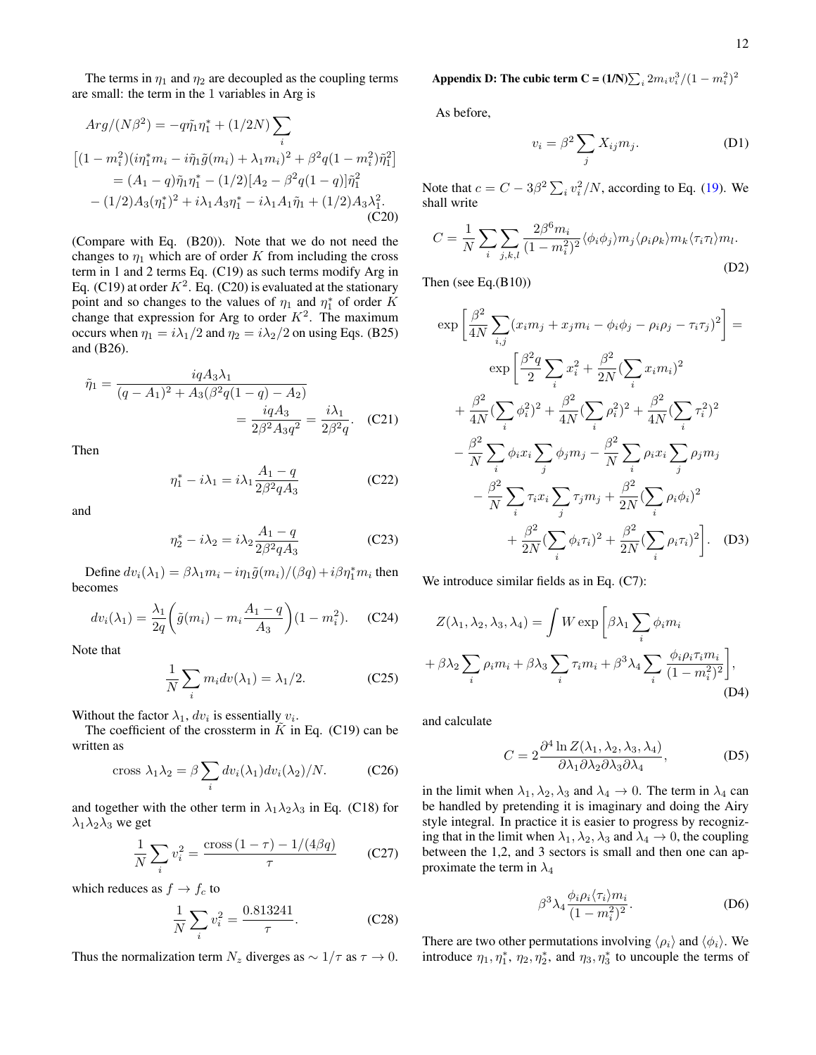The terms in $\eta_1$ and $\eta_2$ are decoupled as the coupling terms are small: the term in the 1 variables in Arg is

$$
\begin{aligned}
Arg/(N\beta^2) &= -q\tilde{\eta}_1\eta_1^* + (1/2N)\sum_i \\
&\left[(1-m_i^2)(i\eta_1^* m_i - i\tilde{\eta}_1\tilde{g}(m_i) + \lambda_1 m_i)^2 + \beta^2 q(1-m_i^2)\tilde{\eta}_1^2\right] \\
&= (A_1 - q)\tilde{\eta}_1\eta_1^* - (1/2)[A_2 - \beta^2 q(1-q)]\tilde{\eta}_1^2 \\
&- (1/2)A_3(\eta_1^*)^2 + i\lambda_1 A_3\eta_1^* - i\lambda_1 A_1\tilde{\eta}_1 + (1/2)A_3\lambda_1^2.
\end{aligned}
\tag{C20}
$$

(Compare with Eq. (B20)). Note that we do not need the changes to $\eta_1$ which are of order $K$ from including the cross term in 1 and 2 terms Eq. (C19) as such terms modify Arg in Eq. (C19) at order $K^2$. Eq. (C20) is evaluated at the stationary point and so changes to the values of $\eta_1$ and $\eta_1^*$ of order $K$ change that expression for Arg to order $K^2$. The maximum occurs when $\eta_1 = i\lambda_1/2$ and $\eta_2 = i\lambda_2/2$ on using Eqs. (B25) and (B26).

$$
\begin{aligned}
\tilde{\eta}_1 &= \frac{iqA_3\lambda_1}{(q-A_1)^2 + A_3(\beta^2 q(1-q) - A_2)} \\
&= \frac{iqA_3}{2\beta^2 A_3 q^2} = \frac{i\lambda_1}{2\beta^2 q}.
\end{aligned}
\tag{C21}
$$

Then

$$
\eta_1^* - i\lambda_1 = i\lambda_1 \frac{A_1 - q}{2\beta^2 q A_3} \tag{C22}
$$

and

$$
\eta_2^* - i\lambda_2 = i\lambda_2 \frac{A_1 - q}{2\beta^2 q A_3} \tag{C23}
$$

Define $dv_i(\lambda_1) = \beta\lambda_1 m_i - i\eta_1\tilde{g}(m_i)/(\beta q) + i\beta\eta_1^* m_i$ then becomes

$$
dv_i(\lambda_1) = \frac{\lambda_1}{2q}\left(\tilde{g}(m_i) - m_i\frac{A_1 - q}{A_3}\right)(1-m_i^2). \tag{C24}
$$

Note that

$$
\frac{1}{N}\sum_i m_i dv(\lambda_1) = \lambda_1/2. \tag{C25}
$$

Without the factor $\lambda_1$, $dv_i$ is essentially $v_i$.

The coefficient of the crossterm in $\tilde{K}$ in Eq. (C19) can be written as

$$
\text{cross } \lambda_1\lambda_2 = \beta\sum_i dv_i(\lambda_1)dv_i(\lambda_2)/N. \tag{C26}
$$

and together with the other term in $\lambda_1\lambda_2\lambda_3$ in Eq. (C18) for $\lambda_1\lambda_2\lambda_3$ we get

$$
\frac{1}{N}\sum_i v_i^2 = \frac{\text{cross}\,(1-\tau) - 1/(4\beta q)}{\tau} \tag{C27}
$$

which reduces as $f \to f_c$ to

$$
\frac{1}{N}\sum_i v_i^2 = \frac{0.813241}{\tau}. \tag{C28}
$$

Thus the normalization term $N_z$ diverges as $\sim 1/\tau$ as $\tau \to 0$.

## Appendix D: The cubic term C = $(1/N)\sum_i 2m_i v_i^3/(1-m_i^2)^2$

As before,

$$
v_i = \beta^2 \sum_j X_{ij} m_j. \tag{D1}
$$

Note that $c = C - 3\beta^2\sum_i v_i^2/N$, according to Eq. (19). We shall write

$$
C = \frac{1}{N}\sum_i\sum_{j,k,l}\frac{2\beta^6 m_i}{(1-m_i^2)^2}\langle\phi_i\phi_j\rangle m_j\langle\rho_i\rho_k\rangle m_k\langle\tau_i\tau_l\rangle m_l. \tag{D2}
$$

Then (see Eq.(B10))

$$
\begin{aligned}
&\exp\left[\frac{\beta^2}{4N}\sum_{i,j}(x_i m_j + x_j m_i - \phi_i\phi_j - \rho_i\rho_j - \tau_i\tau_j)^2\right] = \\
&\exp\left[\frac{\beta^2 q}{2}\sum_i x_i^2 + \frac{\beta^2}{2N}(\sum_i x_i m_i)^2\right. \\
&+ \frac{\beta^2}{4N}(\sum_i\phi_i^2)^2 + \frac{\beta^2}{4N}(\sum_i\rho_i^2)^2 + \frac{\beta^2}{4N}(\sum_i\tau_i^2)^2 \\
&- \frac{\beta^2}{N}\sum_i\phi_i x_i\sum_j\phi_j m_j - \frac{\beta^2}{N}\sum_i\rho_i x_i\sum_j\rho_j m_j \\
&- \frac{\beta^2}{N}\sum_i\tau_i x_i\sum_j\tau_j m_j + \frac{\beta^2}{2N}(\sum_i\rho_i\phi_i)^2 \\
&\left.+ \frac{\beta^2}{2N}(\sum_i\phi_i\tau_i)^2 + \frac{\beta^2}{2N}(\sum_i\rho_i\tau_i)^2\right].
\end{aligned}
\tag{D3}
$$

We introduce similar fields as in Eq. (C7):

$$
\begin{aligned}
Z(\lambda_1,\lambda_2,\lambda_3,\lambda_4) &= \int W\exp\left[\beta\lambda_1\sum_i\phi_i m_i\right. \\
+ \beta\lambda_2\sum_i\rho_i m_i &+ \beta\lambda_3\sum_i\tau_i m_i + \left.\beta^3\lambda_4\sum_i\frac{\phi_i\rho_i\tau_i m_i}{(1-m_i^2)^2}\right],
\end{aligned}
\tag{D4}
$$

and calculate

$$
C = 2\frac{\partial^4 \ln Z(\lambda_1,\lambda_2,\lambda_3,\lambda_4)}{\partial\lambda_1\partial\lambda_2\partial\lambda_3\partial\lambda_4}, \tag{D5}
$$

in the limit when $\lambda_1, \lambda_2, \lambda_3$ and $\lambda_4 \to 0$. The term in $\lambda_4$ can be handled by pretending it is imaginary and doing the Airy style integral. In practice it is easier to progress by recognizing that in the limit when $\lambda_1, \lambda_2, \lambda_3$ and $\lambda_4 \to 0$, the coupling between the 1,2, and 3 sectors is small and then one can approximate the term in $\lambda_4$

$$
\beta^3\lambda_4\frac{\phi_i\rho_i\langle\tau_i\rangle m_i}{(1-m_i^2)^2}. \tag{D6}
$$

There are two other permutations involving $\langle\rho_i\rangle$ and $\langle\phi_i\rangle$. We introduce $\eta_1, \eta_1^*$, $\eta_2, \eta_2^*$, and $\eta_3, \eta_3^*$ to uncouple the terms of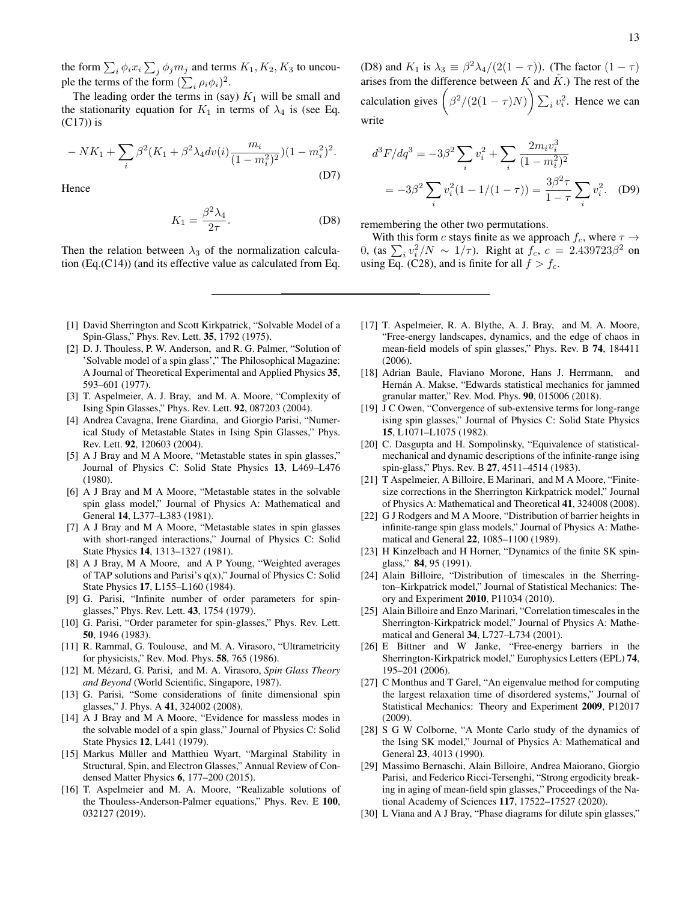the form $\sum_i \phi_i x_i \sum_j \phi_j m_j$ and terms $K_1, K_2, K_3$ to uncouple the terms of the form $(\sum_i \rho_i \phi_i)^2$.

The leading order the terms in (say) $K_1$ will be small and the stationarity equation for $K_1$ in terms of $\lambda_4$ is (see Eq. (C17)) is

$$-NK_1 + \sum_i \beta^2 (K_1 + \beta^2 \lambda_4 dv(i) \frac{m_i}{(1-m_i^2)^2})(1-m_i^2)^2. \tag{D7}$$

Hence

$$K_1 = \frac{\beta^2 \lambda_4}{2\tau}. \tag{D8}$$

Then the relation between $\lambda_3$ of the normalization calculation (Eq.(C14)) (and its effective value as calculated from Eq. (D8) and $K_1$ is $\lambda_3 \equiv \beta^2 \lambda_4/(2(1-\tau))$. (The factor $(1-\tau)$ arises from the difference between $K$ and $\tilde{K}$.) The rest of the calculation gives $\Bigg(\beta^2/(2(1-\tau)N)\Bigg) \sum_i v_i^2$. Hence we can write

$$\begin{aligned} d^3F/dq^3 &= -3\beta^2 \sum_i v_i^2 + \sum_i \frac{2m_i v_i^3}{(1-m_i^2)^2} \\ &= -3\beta^2 \sum_i v_i^2 (1 - 1/(1-\tau)) = \frac{3\beta^2 \tau}{1-\tau} \sum_i v_i^2. \end{aligned} \tag{D9}$$

remembering the other two permutations.

With this form $c$ stays finite as we approach $f_c$, where $\tau \to 0$, (as $\sum_i v_i^2/N \sim 1/\tau$). Right at $f_c$, $c = 2.439723\beta^2$ on using Eq. (C28), and is finite for all $f > f_c$.

---

[1] David Sherrington and Scott Kirkpatrick, "Solvable Model of a Spin-Glass," Phys. Rev. Lett. **35**, 1792 (1975).

[2] D. J. Thouless, P. W. Anderson, and R. G. Palmer, "Solution of 'Solvable model of a spin glass'," The Philosophical Magazine: A Journal of Theoretical Experimental and Applied Physics **35**, 593–601 (1977).

[3] T. Aspelmeier, A. J. Bray, and M. A. Moore, "Complexity of Ising Spin Glasses," Phys. Rev. Lett. **92**, 087203 (2004).

[4] Andrea Cavagna, Irene Giardina, and Giorgio Parisi, "Numerical Study of Metastable States in Ising Spin Glasses," Phys. Rev. Lett. **92**, 120603 (2004).

[5] A J Bray and M A Moore, "Metastable states in spin glasses," Journal of Physics C: Solid State Physics **13**, L469–L476 (1980).

[6] A J Bray and M A Moore, "Metastable states in the solvable spin glass model," Journal of Physics A: Mathematical and General **14**, L377–L383 (1981).

[7] A J Bray and M A Moore, "Metastable states in spin glasses with short-ranged interactions," Journal of Physics C: Solid State Physics **14**, 1313–1327 (1981).

[8] A J Bray, M A Moore, and A P Young, "Weighted averages of TAP solutions and Parisi's q(x)," Journal of Physics C: Solid State Physics **17**, L155–L160 (1984).

[9] G. Parisi, "Infinite number of order parameters for spin-glasses," Phys. Rev. Lett. **43**, 1754 (1979).

[10] G. Parisi, "Order parameter for spin-glasses," Phys. Rev. Lett. **50**, 1946 (1983).

[11] R. Rammal, G. Toulouse, and M. A. Virasoro, "Ultrametricity for physicists," Rev. Mod. Phys. **58**, 765 (1986).

[12] M. Mézard, G. Parisi, and M. A. Virasoro, *Spin Glass Theory and Beyond* (World Scientific, Singapore, 1987).

[13] G. Parisi, "Some considerations of finite dimensional spin glasses," J. Phys. A **41**, 324002 (2008).

[14] A J Bray and M A Moore, "Evidence for massless modes in the solvable model of a spin glass," Journal of Physics C: Solid State Physics **12**, L441 (1979).

[15] Markus Müller and Matthieu Wyart, "Marginal Stability in Structural, Spin, and Electron Glasses," Annual Review of Condensed Matter Physics **6**, 177–200 (2015).

[16] T. Aspelmeier and M. A. Moore, "Realizable solutions of the Thouless-Anderson-Palmer equations," Phys. Rev. E **100**, 032127 (2019).

[17] T. Aspelmeier, R. A. Blythe, A. J. Bray, and M. A. Moore, "Free-energy landscapes, dynamics, and the edge of chaos in mean-field models of spin glasses," Phys. Rev. B **74**, 184411 (2006).

[18] Adrian Baule, Flaviano Morone, Hans J. Herrmann, and Hernán A. Makse, "Edwards statistical mechanics for jammed granular matter," Rev. Mod. Phys. **90**, 015006 (2018).

[19] J C Owen, "Convergence of sub-extensive terms for long-range ising spin glasses," Journal of Physics C: Solid State Physics **15**, L1071–L1075 (1982).

[20] C. Dasgupta and H. Sompolinsky, "Equivalence of statistical-mechanical and dynamic descriptions of the infinite-range ising spin-glass," Phys. Rev. B **27**, 4511–4514 (1983).

[21] T Aspelmeier, A Billoire, E Marinari, and M A Moore, "Finite-size corrections in the Sherrington Kirkpatrick model," Journal of Physics A: Mathematical and Theoretical **41**, 324008 (2008).

[22] G J Rodgers and M A Moore, "Distribution of barrier heights in infinite-range spin glass models," Journal of Physics A: Mathematical and General **22**, 1085–1100 (1989).

[23] H Kinzelbach and H Horner, "Dynamics of the finite SK spin-glass," **84**, 95 (1991).

[24] Alain Billoire, "Distribution of timescales in the Sherrington–Kirkpatrick model," Journal of Statistical Mechanics: Theory and Experiment **2010**, P11034 (2010).

[25] Alain Billoire and Enzo Marinari, "Correlation timescales in the Sherrington-Kirkpatrick model," Journal of Physics A: Mathematical and General **34**, L727–L734 (2001).

[26] E Bittner and W Janke, "Free-energy barriers in the Sherrington-Kirkpatrick model," Europhysics Letters (EPL) **74**, 195–201 (2006).

[27] C Monthus and T Garel, "An eigenvalue method for computing the largest relaxation time of disordered systems," Journal of Statistical Mechanics: Theory and Experiment **2009**, P12017 (2009).

[28] S G W Colborne, "A Monte Carlo study of the dynamics of the Ising SK model," Journal of Physics A: Mathematical and General **23**, 4013 (1990).

[29] Massimo Bernaschi, Alain Billoire, Andrea Maiorano, Giorgio Parisi, and Federico Ricci-Tersenghi, "Strong ergodicity breaking in aging of mean-field spin glasses," Proceedings of the National Academy of Sciences **117**, 17522–17527 (2020).

[30] L Viana and A J Bray, "Phase diagrams for dilute spin glasses,"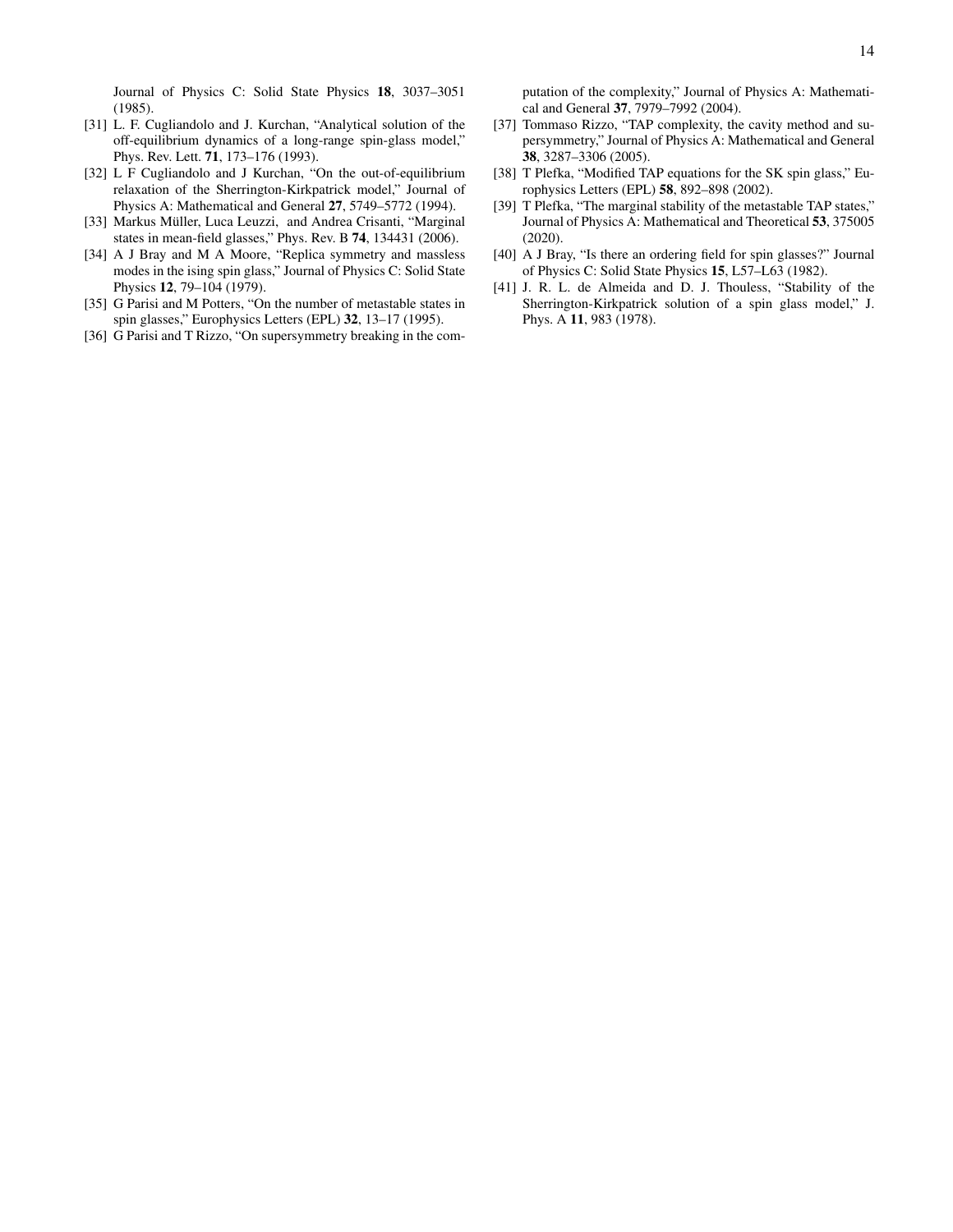Journal of Physics C: Solid State Physics **18**, 3037–3051 (1985).

[31] L. F. Cugliandolo and J. Kurchan, "Analytical solution of the off-equilibrium dynamics of a long-range spin-glass model," Phys. Rev. Lett. **71**, 173–176 (1993).

[32] L F Cugliandolo and J Kurchan, "On the out-of-equilibrium relaxation of the Sherrington-Kirkpatrick model," Journal of Physics A: Mathematical and General **27**, 5749–5772 (1994).

[33] Markus Müller, Luca Leuzzi, and Andrea Crisanti, "Marginal states in mean-field glasses," Phys. Rev. B **74**, 134431 (2006).

[34] A J Bray and M A Moore, "Replica symmetry and massless modes in the ising spin glass," Journal of Physics C: Solid State Physics **12**, 79–104 (1979).

[35] G Parisi and M Potters, "On the number of metastable states in spin glasses," Europhysics Letters (EPL) **32**, 13–17 (1995).

[36] G Parisi and T Rizzo, "On supersymmetry breaking in the computation of the complexity," Journal of Physics A: Mathematical and General **37**, 7979–7992 (2004).

[37] Tommaso Rizzo, "TAP complexity, the cavity method and supersymmetry," Journal of Physics A: Mathematical and General **38**, 3287–3306 (2005).

[38] T Plefka, "Modified TAP equations for the SK spin glass," Europhysics Letters (EPL) **58**, 892–898 (2002).

[39] T Plefka, "The marginal stability of the metastable TAP states," Journal of Physics A: Mathematical and Theoretical **53**, 375005 (2020).

[40] A J Bray, "Is there an ordering field for spin glasses?" Journal of Physics C: Solid State Physics **15**, L57–L63 (1982).

[41] J. R. L. de Almeida and D. J. Thouless, "Stability of the Sherrington-Kirkpatrick solution of a spin glass model," J. Phys. A **11**, 983 (1978).